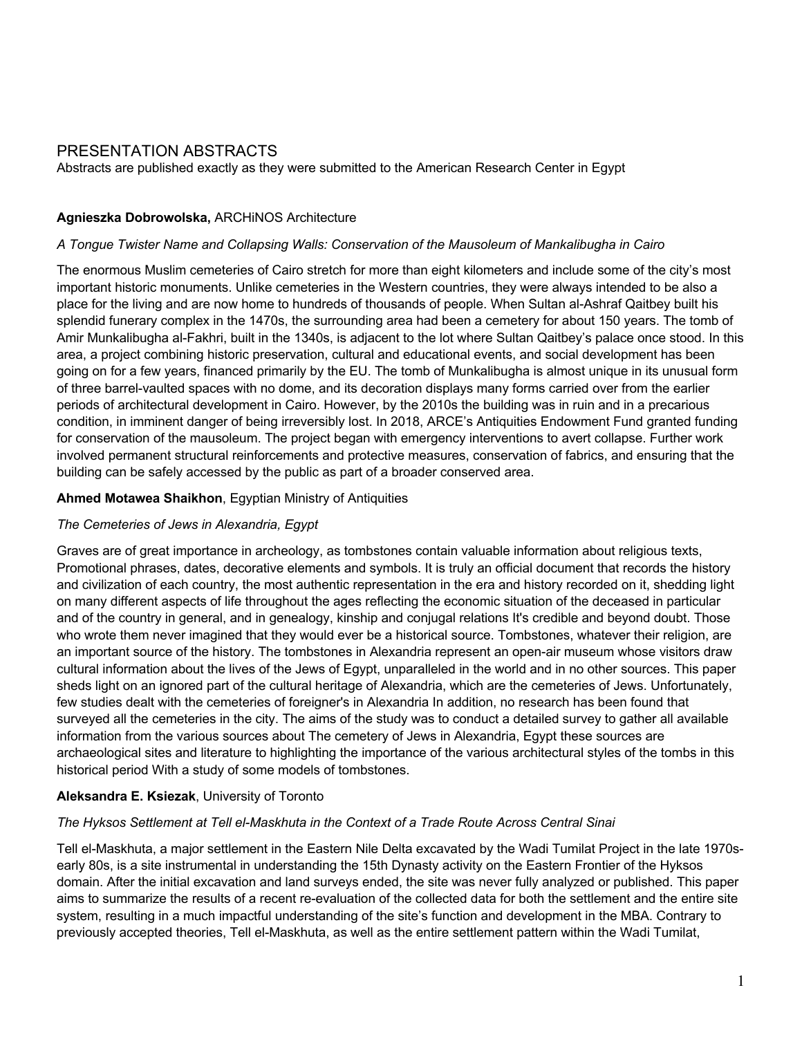# PRESENTATION ABSTRACTS

Abstracts are published exactly as they were submitted to the American Research Center in Egypt

**Agnieszka Dobrowolska,** ARCHiNOS Architecture

*A Tongue Twister Name and Collapsing Walls: Conservation of the Mausoleum of Mankalibugha in Cairo*

The enormous Muslim cemeteries of Cairo stretch for more than eight kilometers and include some of the city's most important historic monuments. Unlike cemeteries in the Western countries, they were always intended to be also a place for the living and are now home to hundreds of thousands of people. When Sultan al-Ashraf Qaitbey built his splendid funerary complex in the 1470s, the surrounding area had been a cemetery for about 150 years. The tomb of Amir Munkalibugha al-Fakhri, built in the 1340s, is adjacent to the lot where Sultan Qaitbey's palace once stood. In this area, a project combining historic preservation, cultural and educational events, and social development has been going on for a few years, financed primarily by the EU. The tomb of Munkalibugha is almost unique in its unusual form of three barrel-vaulted spaces with no dome, and its decoration displays many forms carried over from the earlier periods of architectural development in Cairo. However, by the 2010s the building was in ruin and in a precarious condition, in imminent danger of being irreversibly lost. In 2018, ARCE's Antiquities Endowment Fund granted funding for conservation of the mausoleum. The project began with emergency interventions to avert collapse. Further work involved permanent structural reinforcements and protective measures, conservation of fabrics, and ensuring that the building can be safely accessed by the public as part of a broader conserved area.

**Ahmed Motawea Shaikhon**, Egyptian Ministry of Antiquities

*The Cemeteries of Jews in Alexandria, Egypt*

Graves are of great importance in archeology, as tombstones contain valuable information about religious texts, Promotional phrases, dates, decorative elements and symbols. It is truly an official document that records the history and civilization of each country, the most authentic representation in the era and history recorded on it, shedding light on many different aspects of life throughout the ages reflecting the economic situation of the deceased in particular and of the country in general, and in genealogy, kinship and conjugal relations It's credible and beyond doubt. Those who wrote them never imagined that they would ever be a historical source. Tombstones, whatever their religion, are an important source of the history. The tombstones in Alexandria represent an open-air museum whose visitors draw cultural information about the lives of the Jews of Egypt, unparalleled in the world and in no other sources. This paper sheds light on an ignored part of the cultural heritage of Alexandria, which are the cemeteries of Jews. Unfortunately, few studies dealt with the cemeteries of foreigner's in Alexandria In addition, no research has been found that surveyed all the cemeteries in the city. The aims of the study was to conduct a detailed survey to gather all available information from the various sources about The cemetery of Jews in Alexandria, Egypt these sources are archaeological sites and literature to highlighting the importance of the various architectural styles of the tombs in this historical period With a study of some models of tombstones.

**Aleksandra E. Ksiezak**, University of Toronto

*The Hyksos Settlement at Tell el-Maskhuta in the Context of a Trade Route Across Central Sinai*

Tell el-Maskhuta, a major settlement in the Eastern Nile Delta excavated by the Wadi Tumilat Project in the late 1970s-early 80s, is a site instrumental in understanding the 15th Dynasty activity on the Eastern Frontier of the Hyksos domain. After the initial excavation and land surveys ended, the site was never fully analyzed or published. This paper aims to summarize the results of a recent re-evaluation of the collected data for both the settlement and the entire site system, resulting in a much impactful understanding of the site's function and development in the MBA. Contrary to previously accepted theories, Tell el-Maskhuta, as well as the entire settlement pattern within the Wadi Tumilat,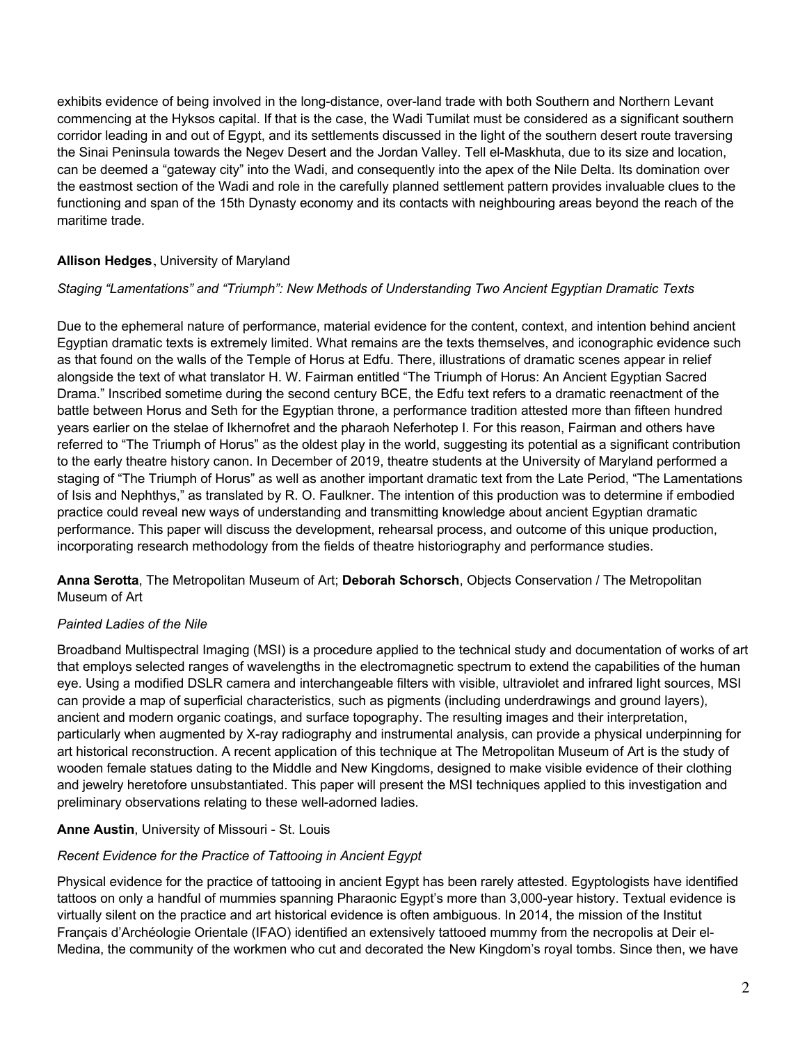exhibits evidence of being involved in the long-distance, over-land trade with both Southern and Northern Levant commencing at the Hyksos capital. If that is the case, the Wadi Tumilat must be considered as a significant southern corridor leading in and out of Egypt, and its settlements discussed in the light of the southern desert route traversing the Sinai Peninsula towards the Negev Desert and the Jordan Valley. Tell el-Maskhuta, due to its size and location, can be deemed a "gateway city" into the Wadi, and consequently into the apex of the Nile Delta. Its domination over the eastmost section of the Wadi and role in the carefully planned settlement pattern provides invaluable clues to the functioning and span of the 15th Dynasty economy and its contacts with neighbouring areas beyond the reach of the maritime trade.

**Allison Hedges**, University of Maryland

*Staging "Lamentations" and "Triumph": New Methods of Understanding Two Ancient Egyptian Dramatic Texts*

Due to the ephemeral nature of performance, material evidence for the content, context, and intention behind ancient Egyptian dramatic texts is extremely limited. What remains are the texts themselves, and iconographic evidence such as that found on the walls of the Temple of Horus at Edfu. There, illustrations of dramatic scenes appear in relief alongside the text of what translator H. W. Fairman entitled "The Triumph of Horus: An Ancient Egyptian Sacred Drama." Inscribed sometime during the second century BCE, the Edfu text refers to a dramatic reenactment of the battle between Horus and Seth for the Egyptian throne, a performance tradition attested more than fifteen hundred years earlier on the stelae of Ikhernofret and the pharaoh Neferhotep I. For this reason, Fairman and others have referred to "The Triumph of Horus" as the oldest play in the world, suggesting its potential as a significant contribution to the early theatre history canon. In December of 2019, theatre students at the University of Maryland performed a staging of "The Triumph of Horus" as well as another important dramatic text from the Late Period, "The Lamentations of Isis and Nephthys," as translated by R. O. Faulkner. The intention of this production was to determine if embodied practice could reveal new ways of understanding and transmitting knowledge about ancient Egyptian dramatic performance. This paper will discuss the development, rehearsal process, and outcome of this unique production, incorporating research methodology from the fields of theatre historiography and performance studies.

**Anna Serotta**, The Metropolitan Museum of Art; **Deborah Schorsch**, Objects Conservation / The Metropolitan Museum of Art

*Painted Ladies of the Nile*

Broadband Multispectral Imaging (MSI) is a procedure applied to the technical study and documentation of works of art that employs selected ranges of wavelengths in the electromagnetic spectrum to extend the capabilities of the human eye. Using a modified DSLR camera and interchangeable filters with visible, ultraviolet and infrared light sources, MSI can provide a map of superficial characteristics, such as pigments (including underdrawings and ground layers), ancient and modern organic coatings, and surface topography. The resulting images and their interpretation, particularly when augmented by X-ray radiography and instrumental analysis, can provide a physical underpinning for art historical reconstruction. A recent application of this technique at The Metropolitan Museum of Art is the study of wooden female statues dating to the Middle and New Kingdoms, designed to make visible evidence of their clothing and jewelry heretofore unsubstantiated. This paper will present the MSI techniques applied to this investigation and preliminary observations relating to these well-adorned ladies.

**Anne Austin**, University of Missouri - St. Louis

*Recent Evidence for the Practice of Tattooing in Ancient Egypt*

Physical evidence for the practice of tattooing in ancient Egypt has been rarely attested. Egyptologists have identified tattoos on only a handful of mummies spanning Pharaonic Egypt's more than 3,000-year history. Textual evidence is virtually silent on the practice and art historical evidence is often ambiguous. In 2014, the mission of the Institut Français d'Archéologie Orientale (IFAO) identified an extensively tattooed mummy from the necropolis at Deir el-Medina, the community of the workmen who cut and decorated the New Kingdom's royal tombs. Since then, we have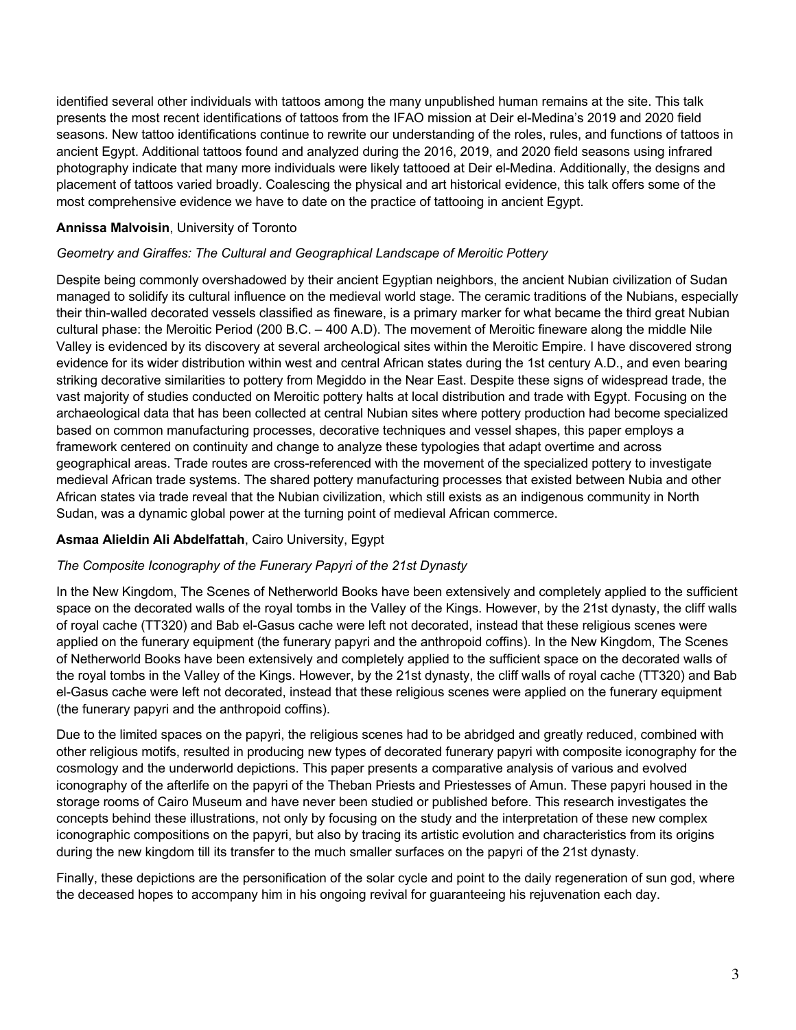identified several other individuals with tattoos among the many unpublished human remains at the site. This talk presents the most recent identifications of tattoos from the IFAO mission at Deir el-Medina's 2019 and 2020 field seasons. New tattoo identifications continue to rewrite our understanding of the roles, rules, and functions of tattoos in ancient Egypt. Additional tattoos found and analyzed during the 2016, 2019, and 2020 field seasons using infrared photography indicate that many more individuals were likely tattooed at Deir el-Medina. Additionally, the designs and placement of tattoos varied broadly. Coalescing the physical and art historical evidence, this talk offers some of the most comprehensive evidence we have to date on the practice of tattooing in ancient Egypt.

**Annissa Malvoisin**, University of Toronto

*Geometry and Giraffes: The Cultural and Geographical Landscape of Meroitic Pottery*

Despite being commonly overshadowed by their ancient Egyptian neighbors, the ancient Nubian civilization of Sudan managed to solidify its cultural influence on the medieval world stage. The ceramic traditions of the Nubians, especially their thin-walled decorated vessels classified as fineware, is a primary marker for what became the third great Nubian cultural phase: the Meroitic Period (200 B.C. – 400 A.D). The movement of Meroitic fineware along the middle Nile Valley is evidenced by its discovery at several archeological sites within the Meroitic Empire. I have discovered strong evidence for its wider distribution within west and central African states during the 1st century A.D., and even bearing striking decorative similarities to pottery from Megiddo in the Near East. Despite these signs of widespread trade, the vast majority of studies conducted on Meroitic pottery halts at local distribution and trade with Egypt. Focusing on the archaeological data that has been collected at central Nubian sites where pottery production had become specialized based on common manufacturing processes, decorative techniques and vessel shapes, this paper employs a framework centered on continuity and change to analyze these typologies that adapt overtime and across geographical areas. Trade routes are cross-referenced with the movement of the specialized pottery to investigate medieval African trade systems. The shared pottery manufacturing processes that existed between Nubia and other African states via trade reveal that the Nubian civilization, which still exists as an indigenous community in North Sudan, was a dynamic global power at the turning point of medieval African commerce.

**Asmaa Alieldin Ali Abdelfattah**, Cairo University, Egypt

*The Composite Iconography of the Funerary Papyri of the 21st Dynasty*

In the New Kingdom, The Scenes of Netherworld Books have been extensively and completely applied to the sufficient space on the decorated walls of the royal tombs in the Valley of the Kings. However, by the 21st dynasty, the cliff walls of royal cache (TT320) and Bab el-Gasus cache were left not decorated, instead that these religious scenes were applied on the funerary equipment (the funerary papyri and the anthropoid coffins). In the New Kingdom, The Scenes of Netherworld Books have been extensively and completely applied to the sufficient space on the decorated walls of the royal tombs in the Valley of the Kings. However, by the 21st dynasty, the cliff walls of royal cache (TT320) and Bab el-Gasus cache were left not decorated, instead that these religious scenes were applied on the funerary equipment (the funerary papyri and the anthropoid coffins).

Due to the limited spaces on the papyri, the religious scenes had to be abridged and greatly reduced, combined with other religious motifs, resulted in producing new types of decorated funerary papyri with composite iconography for the cosmology and the underworld depictions. This paper presents a comparative analysis of various and evolved iconography of the afterlife on the papyri of the Theban Priests and Priestesses of Amun. These papyri housed in the storage rooms of Cairo Museum and have never been studied or published before. This research investigates the concepts behind these illustrations, not only by focusing on the study and the interpretation of these new complex iconographic compositions on the papyri, but also by tracing its artistic evolution and characteristics from its origins during the new kingdom till its transfer to the much smaller surfaces on the papyri of the 21st dynasty.

Finally, these depictions are the personification of the solar cycle and point to the daily regeneration of sun god, where the deceased hopes to accompany him in his ongoing revival for guaranteeing his rejuvenation each day.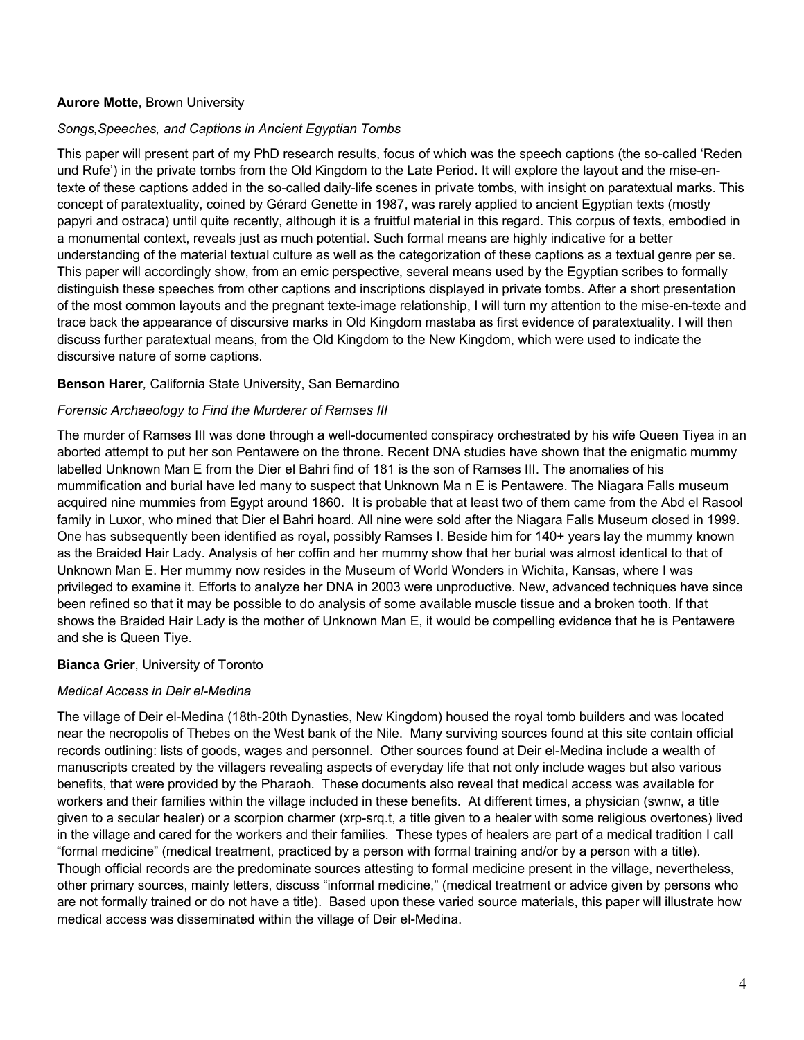**Aurore Motte**, Brown University

*Songs,Speeches, and Captions in Ancient Egyptian Tombs*

This paper will present part of my PhD research results, focus of which was the speech captions (the so-called 'Reden und Rufe') in the private tombs from the Old Kingdom to the Late Period. It will explore the layout and the mise-en-texte of these captions added in the so-called daily-life scenes in private tombs, with insight on paratextual marks. This concept of paratextuality, coined by Gérard Genette in 1987, was rarely applied to ancient Egyptian texts (mostly papyri and ostraca) until quite recently, although it is a fruitful material in this regard. This corpus of texts, embodied in a monumental context, reveals just as much potential. Such formal means are highly indicative for a better understanding of the material textual culture as well as the categorization of these captions as a textual genre per se. This paper will accordingly show, from an emic perspective, several means used by the Egyptian scribes to formally distinguish these speeches from other captions and inscriptions displayed in private tombs. After a short presentation of the most common layouts and the pregnant texte-image relationship, I will turn my attention to the mise-en-texte and trace back the appearance of discursive marks in Old Kingdom mastaba as first evidence of paratextuality. I will then discuss further paratextual means, from the Old Kingdom to the New Kingdom, which were used to indicate the discursive nature of some captions.

**Benson Harer**, California State University, San Bernardino

*Forensic Archaeology to Find the Murderer of Ramses III*

The murder of Ramses III was done through a well-documented conspiracy orchestrated by his wife Queen Tiyea in an aborted attempt to put her son Pentawere on the throne. Recent DNA studies have shown that the enigmatic mummy labelled Unknown Man E from the Dier el Bahri find of 181 is the son of Ramses III. The anomalies of his mummification and burial have led many to suspect that Unknown Ma n E is Pentawere. The Niagara Falls museum acquired nine mummies from Egypt around 1860. It is probable that at least two of them came from the Abd el Rasool family in Luxor, who mined that Dier el Bahri hoard. All nine were sold after the Niagara Falls Museum closed in 1999. One has subsequently been identified as royal, possibly Ramses I. Beside him for 140+ years lay the mummy known as the Braided Hair Lady. Analysis of her coffin and her mummy show that her burial was almost identical to that of Unknown Man E. Her mummy now resides in the Museum of World Wonders in Wichita, Kansas, where I was privileged to examine it. Efforts to analyze her DNA in 2003 were unproductive. New, advanced techniques have since been refined so that it may be possible to do analysis of some available muscle tissue and a broken tooth. If that shows the Braided Hair Lady is the mother of Unknown Man E, it would be compelling evidence that he is Pentawere and she is Queen Tiye.

**Bianca Grier**, University of Toronto

*Medical Access in Deir el-Medina*

The village of Deir el-Medina (18th-20th Dynasties, New Kingdom) housed the royal tomb builders and was located near the necropolis of Thebes on the West bank of the Nile. Many surviving sources found at this site contain official records outlining: lists of goods, wages and personnel. Other sources found at Deir el-Medina include a wealth of manuscripts created by the villagers revealing aspects of everyday life that not only include wages but also various benefits, that were provided by the Pharaoh. These documents also reveal that medical access was available for workers and their families within the village included in these benefits. At different times, a physician (swnw, a title given to a secular healer) or a scorpion charmer (xrp-srq.t, a title given to a healer with some religious overtones) lived in the village and cared for the workers and their families. These types of healers are part of a medical tradition I call "formal medicine" (medical treatment, practiced by a person with formal training and/or by a person with a title). Though official records are the predominate sources attesting to formal medicine present in the village, nevertheless, other primary sources, mainly letters, discuss "informal medicine," (medical treatment or advice given by persons who are not formally trained or do not have a title). Based upon these varied source materials, this paper will illustrate how medical access was disseminated within the village of Deir el-Medina.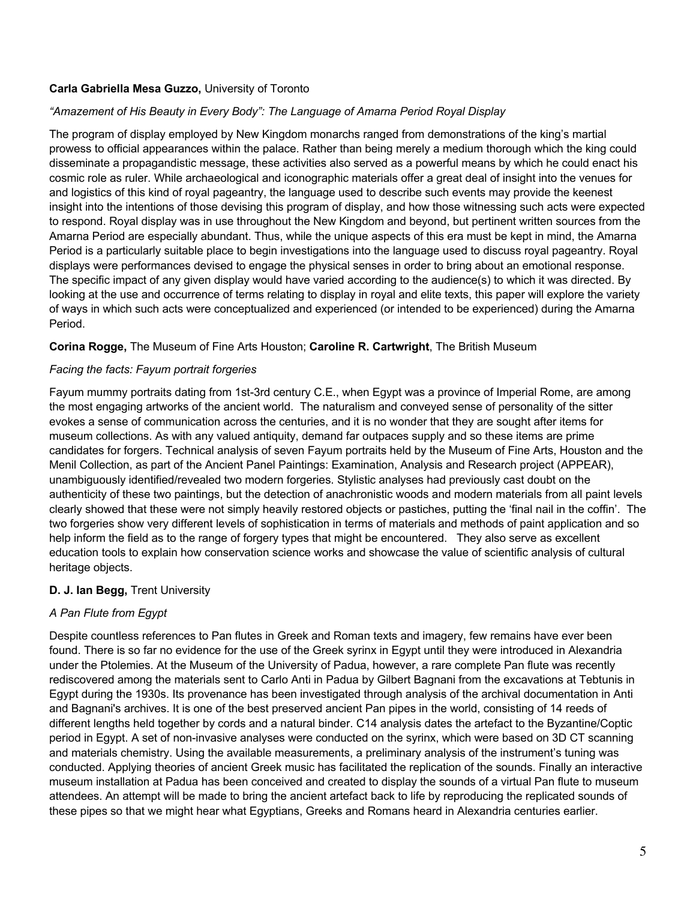**Carla Gabriella Mesa Guzzo,** University of Toronto

*"Amazement of His Beauty in Every Body": The Language of Amarna Period Royal Display*

The program of display employed by New Kingdom monarchs ranged from demonstrations of the king's martial prowess to official appearances within the palace. Rather than being merely a medium thorough which the king could disseminate a propagandistic message, these activities also served as a powerful means by which he could enact his cosmic role as ruler. While archaeological and iconographic materials offer a great deal of insight into the venues for and logistics of this kind of royal pageantry, the language used to describe such events may provide the keenest insight into the intentions of those devising this program of display, and how those witnessing such acts were expected to respond. Royal display was in use throughout the New Kingdom and beyond, but pertinent written sources from the Amarna Period are especially abundant. Thus, while the unique aspects of this era must be kept in mind, the Amarna Period is a particularly suitable place to begin investigations into the language used to discuss royal pageantry. Royal displays were performances devised to engage the physical senses in order to bring about an emotional response. The specific impact of any given display would have varied according to the audience(s) to which it was directed. By looking at the use and occurrence of terms relating to display in royal and elite texts, this paper will explore the variety of ways in which such acts were conceptualized and experienced (or intended to be experienced) during the Amarna Period.

**Corina Rogge,** The Museum of Fine Arts Houston; **Caroline R. Cartwright**, The British Museum

*Facing the facts: Fayum portrait forgeries*

Fayum mummy portraits dating from 1st-3rd century C.E., when Egypt was a province of Imperial Rome, are among the most engaging artworks of the ancient world. The naturalism and conveyed sense of personality of the sitter evokes a sense of communication across the centuries, and it is no wonder that they are sought after items for museum collections. As with any valued antiquity, demand far outpaces supply and so these items are prime candidates for forgers. Technical analysis of seven Fayum portraits held by the Museum of Fine Arts, Houston and the Menil Collection, as part of the Ancient Panel Paintings: Examination, Analysis and Research project (APPEAR), unambiguously identified/revealed two modern forgeries. Stylistic analyses had previously cast doubt on the authenticity of these two paintings, but the detection of anachronistic woods and modern materials from all paint levels clearly showed that these were not simply heavily restored objects or pastiches, putting the 'final nail in the coffin'. The two forgeries show very different levels of sophistication in terms of materials and methods of paint application and so help inform the field as to the range of forgery types that might be encountered. They also serve as excellent education tools to explain how conservation science works and showcase the value of scientific analysis of cultural heritage objects.

**D. J. Ian Begg,** Trent University

*A Pan Flute from Egypt*

Despite countless references to Pan flutes in Greek and Roman texts and imagery, few remains have ever been found. There is so far no evidence for the use of the Greek syrinx in Egypt until they were introduced in Alexandria under the Ptolemies. At the Museum of the University of Padua, however, a rare complete Pan flute was recently rediscovered among the materials sent to Carlo Anti in Padua by Gilbert Bagnani from the excavations at Tebtunis in Egypt during the 1930s. Its provenance has been investigated through analysis of the archival documentation in Anti and Bagnani's archives. It is one of the best preserved ancient Pan pipes in the world, consisting of 14 reeds of different lengths held together by cords and a natural binder. C14 analysis dates the artefact to the Byzantine/Coptic period in Egypt. A set of non-invasive analyses were conducted on the syrinx, which were based on 3D CT scanning and materials chemistry. Using the available measurements, a preliminary analysis of the instrument's tuning was conducted. Applying theories of ancient Greek music has facilitated the replication of the sounds. Finally an interactive museum installation at Padua has been conceived and created to display the sounds of a virtual Pan flute to museum attendees. An attempt will be made to bring the ancient artefact back to life by reproducing the replicated sounds of these pipes so that we might hear what Egyptians, Greeks and Romans heard in Alexandria centuries earlier.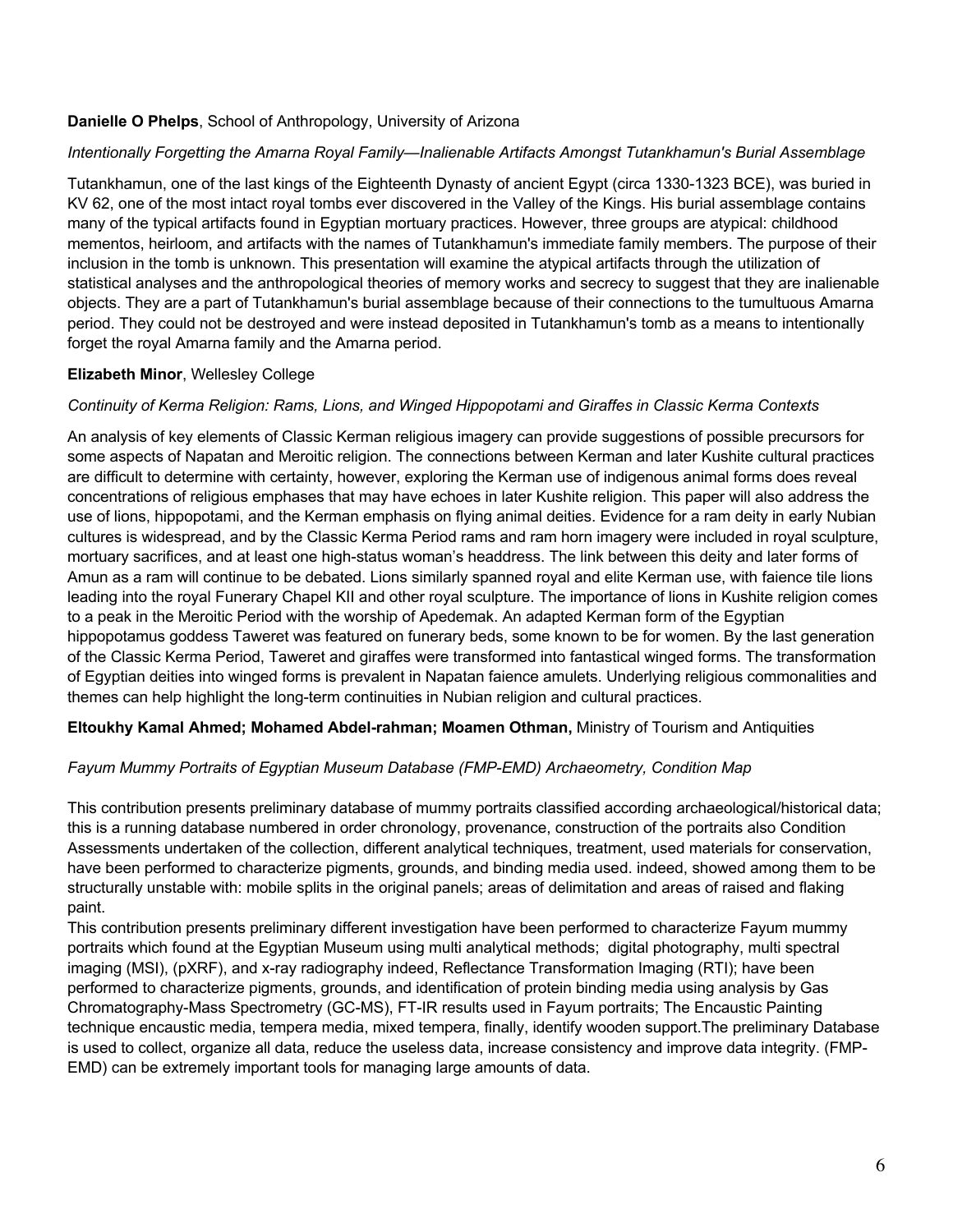**Danielle O Phelps**, School of Anthropology, University of Arizona

*Intentionally Forgetting the Amarna Royal Family—Inalienable Artifacts Amongst Tutankhamun's Burial Assemblage*

Tutankhamun, one of the last kings of the Eighteenth Dynasty of ancient Egypt (circa 1330-1323 BCE), was buried in KV 62, one of the most intact royal tombs ever discovered in the Valley of the Kings. His burial assemblage contains many of the typical artifacts found in Egyptian mortuary practices. However, three groups are atypical: childhood mementos, heirloom, and artifacts with the names of Tutankhamun's immediate family members. The purpose of their inclusion in the tomb is unknown. This presentation will examine the atypical artifacts through the utilization of statistical analyses and the anthropological theories of memory works and secrecy to suggest that they are inalienable objects. They are a part of Tutankhamun's burial assemblage because of their connections to the tumultuous Amarna period. They could not be destroyed and were instead deposited in Tutankhamun's tomb as a means to intentionally forget the royal Amarna family and the Amarna period.

**Elizabeth Minor**, Wellesley College

*Continuity of Kerma Religion: Rams, Lions, and Winged Hippopotami and Giraffes in Classic Kerma Contexts*

An analysis of key elements of Classic Kerman religious imagery can provide suggestions of possible precursors for some aspects of Napatan and Meroitic religion. The connections between Kerman and later Kushite cultural practices are difficult to determine with certainty, however, exploring the Kerman use of indigenous animal forms does reveal concentrations of religious emphases that may have echoes in later Kushite religion. This paper will also address the use of lions, hippopotami, and the Kerman emphasis on flying animal deities. Evidence for a ram deity in early Nubian cultures is widespread, and by the Classic Kerma Period rams and ram horn imagery were included in royal sculpture, mortuary sacrifices, and at least one high-status woman's headdress. The link between this deity and later forms of Amun as a ram will continue to be debated. Lions similarly spanned royal and elite Kerman use, with faience tile lions leading into the royal Funerary Chapel KII and other royal sculpture. The importance of lions in Kushite religion comes to a peak in the Meroitic Period with the worship of Apedemak. An adapted Kerman form of the Egyptian hippopotamus goddess Taweret was featured on funerary beds, some known to be for women. By the last generation of the Classic Kerma Period, Taweret and giraffes were transformed into fantastical winged forms. The transformation of Egyptian deities into winged forms is prevalent in Napatan faience amulets. Underlying religious commonalities and themes can help highlight the long-term continuities in Nubian religion and cultural practices.

**Eltoukhy Kamal Ahmed; Mohamed Abdel-rahman; Moamen Othman,** Ministry of Tourism and Antiquities

*Fayum Mummy Portraits of Egyptian Museum Database (FMP-EMD) Archaeometry, Condition Map*

This contribution presents preliminary database of mummy portraits classified according archaeological/historical data; this is a running database numbered in order chronology, provenance, construction of the portraits also Condition Assessments undertaken of the collection, different analytical techniques, treatment, used materials for conservation, have been performed to characterize pigments, grounds, and binding media used. indeed, showed among them to be structurally unstable with: mobile splits in the original panels; areas of delimitation and areas of raised and flaking paint.

This contribution presents preliminary different investigation have been performed to characterize Fayum mummy portraits which found at the Egyptian Museum using multi analytical methods; digital photography, multi spectral imaging (MSI), (pXRF), and x-ray radiography indeed, Reflectance Transformation Imaging (RTI); have been performed to characterize pigments, grounds, and identification of protein binding media using analysis by Gas Chromatography-Mass Spectrometry (GC-MS), FT-IR results used in Fayum portraits; The Encaustic Painting technique encaustic media, tempera media, mixed tempera, finally, identify wooden support.The preliminary Database is used to collect, organize all data, reduce the useless data, increase consistency and improve data integrity. (FMP-EMD) can be extremely important tools for managing large amounts of data.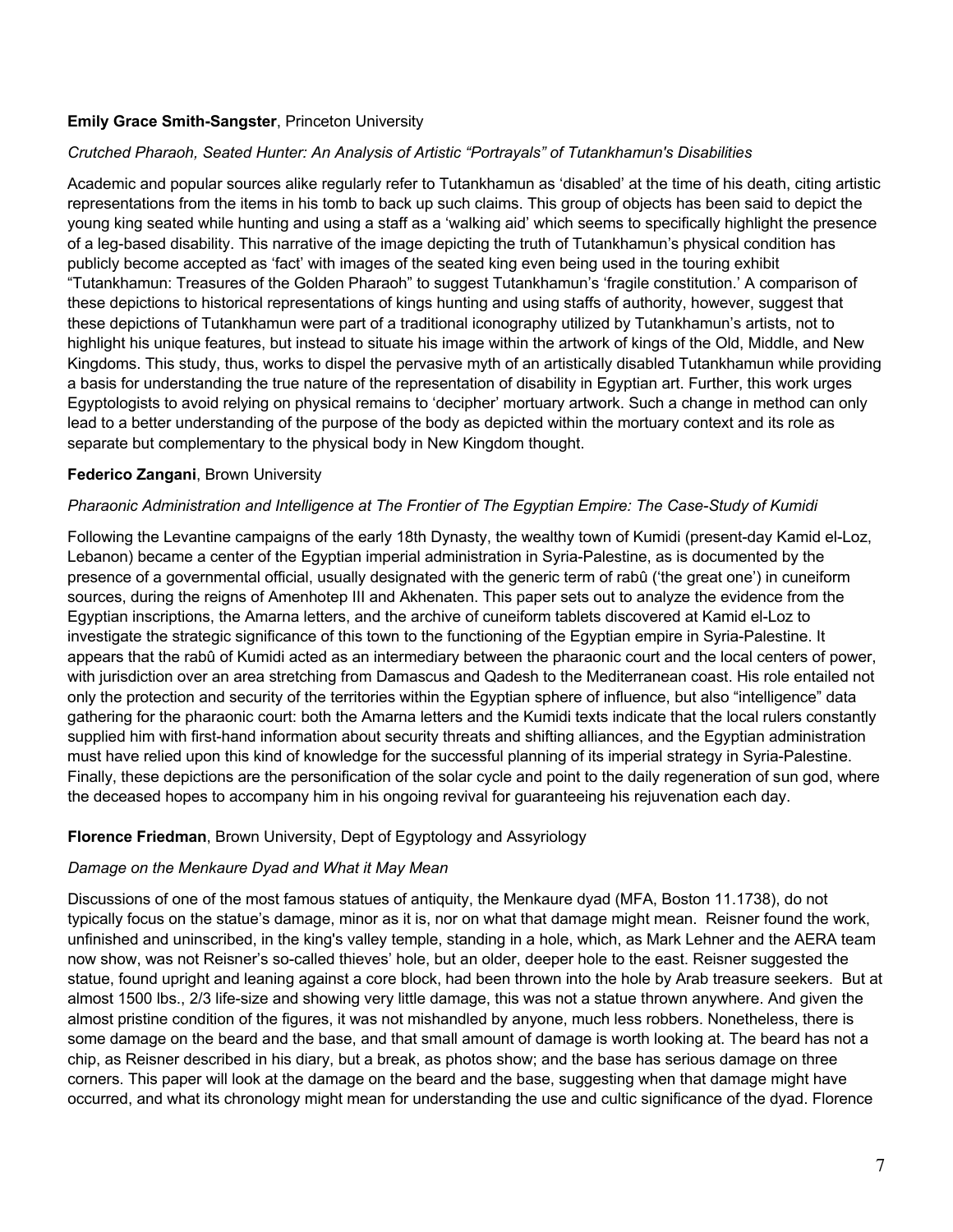**Emily Grace Smith-Sangster**, Princeton University

*Crutched Pharaoh, Seated Hunter: An Analysis of Artistic "Portrayals" of Tutankhamun's Disabilities*

Academic and popular sources alike regularly refer to Tutankhamun as 'disabled' at the time of his death, citing artistic representations from the items in his tomb to back up such claims. This group of objects has been said to depict the young king seated while hunting and using a staff as a 'walking aid' which seems to specifically highlight the presence of a leg-based disability. This narrative of the image depicting the truth of Tutankhamun's physical condition has publicly become accepted as 'fact' with images of the seated king even being used in the touring exhibit "Tutankhamun: Treasures of the Golden Pharaoh" to suggest Tutankhamun's 'fragile constitution.' A comparison of these depictions to historical representations of kings hunting and using staffs of authority, however, suggest that these depictions of Tutankhamun were part of a traditional iconography utilized by Tutankhamun's artists, not to highlight his unique features, but instead to situate his image within the artwork of kings of the Old, Middle, and New Kingdoms. This study, thus, works to dispel the pervasive myth of an artistically disabled Tutankhamun while providing a basis for understanding the true nature of the representation of disability in Egyptian art. Further, this work urges Egyptologists to avoid relying on physical remains to 'decipher' mortuary artwork. Such a change in method can only lead to a better understanding of the purpose of the body as depicted within the mortuary context and its role as separate but complementary to the physical body in New Kingdom thought.

**Federico Zangani**, Brown University

*Pharaonic Administration and Intelligence at The Frontier of The Egyptian Empire: The Case-Study of Kumidi*

Following the Levantine campaigns of the early 18th Dynasty, the wealthy town of Kumidi (present-day Kamid el-Loz, Lebanon) became a center of the Egyptian imperial administration in Syria-Palestine, as is documented by the presence of a governmental official, usually designated with the generic term of rabû ('the great one') in cuneiform sources, during the reigns of Amenhotep III and Akhenaten. This paper sets out to analyze the evidence from the Egyptian inscriptions, the Amarna letters, and the archive of cuneiform tablets discovered at Kamid el-Loz to investigate the strategic significance of this town to the functioning of the Egyptian empire in Syria-Palestine. It appears that the rabû of Kumidi acted as an intermediary between the pharaonic court and the local centers of power, with jurisdiction over an area stretching from Damascus and Qadesh to the Mediterranean coast. His role entailed not only the protection and security of the territories within the Egyptian sphere of influence, but also "intelligence" data gathering for the pharaonic court: both the Amarna letters and the Kumidi texts indicate that the local rulers constantly supplied him with first-hand information about security threats and shifting alliances, and the Egyptian administration must have relied upon this kind of knowledge for the successful planning of its imperial strategy in Syria-Palestine. Finally, these depictions are the personification of the solar cycle and point to the daily regeneration of sun god, where the deceased hopes to accompany him in his ongoing revival for guaranteeing his rejuvenation each day.

**Florence Friedman**, Brown University, Dept of Egyptology and Assyriology

*Damage on the Menkaure Dyad and What it May Mean*

Discussions of one of the most famous statues of antiquity, the Menkaure dyad (MFA, Boston 11.1738), do not typically focus on the statue's damage, minor as it is, nor on what that damage might mean. Reisner found the work, unfinished and uninscribed, in the king's valley temple, standing in a hole, which, as Mark Lehner and the AERA team now show, was not Reisner's so-called thieves' hole, but an older, deeper hole to the east. Reisner suggested the statue, found upright and leaning against a core block, had been thrown into the hole by Arab treasure seekers. But at almost 1500 lbs., 2/3 life-size and showing very little damage, this was not a statue thrown anywhere. And given the almost pristine condition of the figures, it was not mishandled by anyone, much less robbers. Nonetheless, there is some damage on the beard and the base, and that small amount of damage is worth looking at. The beard has not a chip, as Reisner described in his diary, but a break, as photos show; and the base has serious damage on three corners. This paper will look at the damage on the beard and the base, suggesting when that damage might have occurred, and what its chronology might mean for understanding the use and cultic significance of the dyad. Florence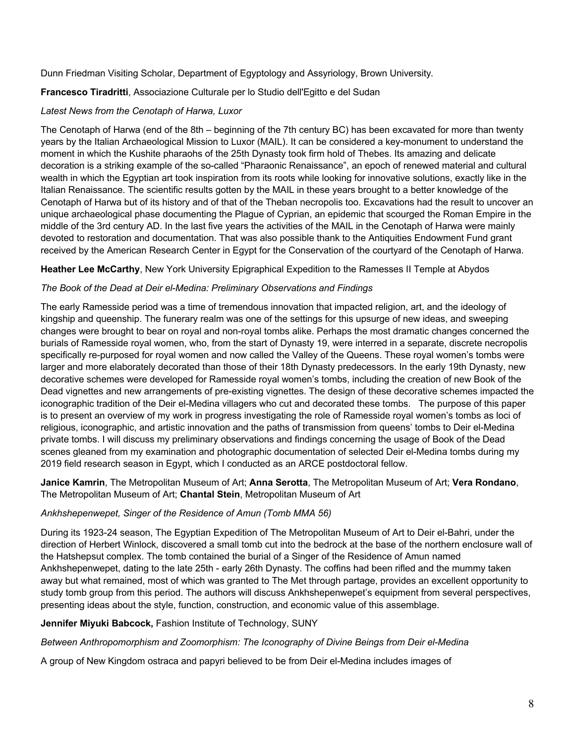Dunn Friedman Visiting Scholar, Department of Egyptology and Assyriology, Brown University.

**Francesco Tiradritti**, Associazione Culturale per lo Studio dell'Egitto e del Sudan

*Latest News from the Cenotaph of Harwa, Luxor*

The Cenotaph of Harwa (end of the 8th – beginning of the 7th century BC) has been excavated for more than twenty years by the Italian Archaeological Mission to Luxor (MAIL). It can be considered a key-monument to understand the moment in which the Kushite pharaohs of the 25th Dynasty took firm hold of Thebes. Its amazing and delicate decoration is a striking example of the so-called "Pharaonic Renaissance", an epoch of renewed material and cultural wealth in which the Egyptian art took inspiration from its roots while looking for innovative solutions, exactly like in the Italian Renaissance. The scientific results gotten by the MAIL in these years brought to a better knowledge of the Cenotaph of Harwa but of its history and of that of the Theban necropolis too. Excavations had the result to uncover an unique archaeological phase documenting the Plague of Cyprian, an epidemic that scourged the Roman Empire in the middle of the 3rd century AD. In the last five years the activities of the MAIL in the Cenotaph of Harwa were mainly devoted to restoration and documentation. That was also possible thank to the Antiquities Endowment Fund grant received by the American Research Center in Egypt for the Conservation of the courtyard of the Cenotaph of Harwa.

**Heather Lee McCarthy**, New York University Epigraphical Expedition to the Ramesses II Temple at Abydos

*The Book of the Dead at Deir el-Medina: Preliminary Observations and Findings*

The early Ramesside period was a time of tremendous innovation that impacted religion, art, and the ideology of kingship and queenship. The funerary realm was one of the settings for this upsurge of new ideas, and sweeping changes were brought to bear on royal and non-royal tombs alike. Perhaps the most dramatic changes concerned the burials of Ramesside royal women, who, from the start of Dynasty 19, were interred in a separate, discrete necropolis specifically re-purposed for royal women and now called the Valley of the Queens. These royal women's tombs were larger and more elaborately decorated than those of their 18th Dynasty predecessors. In the early 19th Dynasty, new decorative schemes were developed for Ramesside royal women's tombs, including the creation of new Book of the Dead vignettes and new arrangements of pre-existing vignettes. The design of these decorative schemes impacted the iconographic tradition of the Deir el-Medina villagers who cut and decorated these tombs. The purpose of this paper is to present an overview of my work in progress investigating the role of Ramesside royal women's tombs as loci of religious, iconographic, and artistic innovation and the paths of transmission from queens' tombs to Deir el-Medina private tombs. I will discuss my preliminary observations and findings concerning the usage of Book of the Dead scenes gleaned from my examination and photographic documentation of selected Deir el-Medina tombs during my 2019 field research season in Egypt, which I conducted as an ARCE postdoctoral fellow.

**Janice Kamrin**, The Metropolitan Museum of Art; **Anna Serotta**, The Metropolitan Museum of Art; **Vera Rondano**, The Metropolitan Museum of Art; **Chantal Stein**, Metropolitan Museum of Art

*Ankhshepenwepet, Singer of the Residence of Amun (Tomb MMA 56)*

During its 1923-24 season, The Egyptian Expedition of The Metropolitan Museum of Art to Deir el-Bahri, under the direction of Herbert Winlock, discovered a small tomb cut into the bedrock at the base of the northern enclosure wall of the Hatshepsut complex. The tomb contained the burial of a Singer of the Residence of Amun named Ankhshepenwepet, dating to the late 25th - early 26th Dynasty. The coffins had been rifled and the mummy taken away but what remained, most of which was granted to The Met through partage, provides an excellent opportunity to study tomb group from this period. The authors will discuss Ankhshepenwepet's equipment from several perspectives, presenting ideas about the style, function, construction, and economic value of this assemblage.

**Jennifer Miyuki Babcock,** Fashion Institute of Technology, SUNY

*Between Anthropomorphism and Zoomorphism: The Iconography of Divine Beings from Deir el-Medina*

A group of New Kingdom ostraca and papyri believed to be from Deir el-Medina includes images of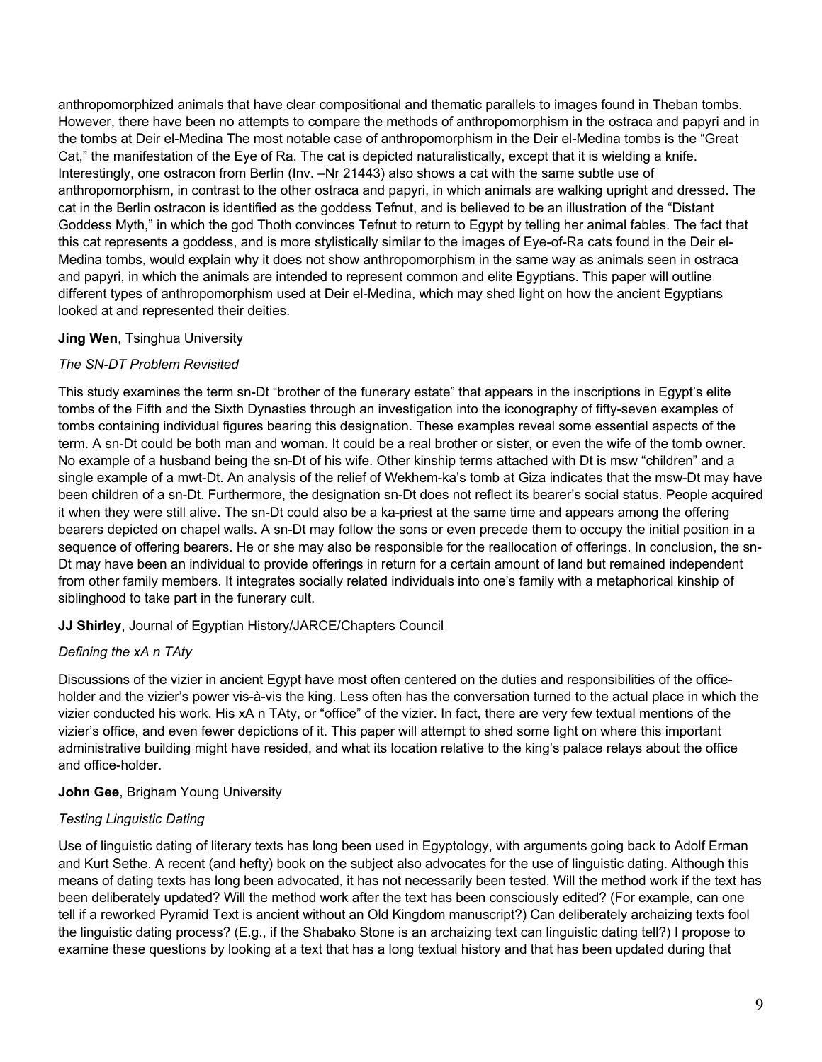anthropomorphized animals that have clear compositional and thematic parallels to images found in Theban tombs. However, there have been no attempts to compare the methods of anthropomorphism in the ostraca and papyri and in the tombs at Deir el-Medina The most notable case of anthropomorphism in the Deir el-Medina tombs is the "Great Cat," the manifestation of the Eye of Ra. The cat is depicted naturalistically, except that it is wielding a knife. Interestingly, one ostracon from Berlin (Inv. –Nr 21443) also shows a cat with the same subtle use of anthropomorphism, in contrast to the other ostraca and papyri, in which animals are walking upright and dressed. The cat in the Berlin ostracon is identified as the goddess Tefnut, and is believed to be an illustration of the "Distant Goddess Myth," in which the god Thoth convinces Tefnut to return to Egypt by telling her animal fables. The fact that this cat represents a goddess, and is more stylistically similar to the images of Eye-of-Ra cats found in the Deir el-Medina tombs, would explain why it does not show anthropomorphism in the same way as animals seen in ostraca and papyri, in which the animals are intended to represent common and elite Egyptians. This paper will outline different types of anthropomorphism used at Deir el-Medina, which may shed light on how the ancient Egyptians looked at and represented their deities.

**Jing Wen**, Tsinghua University

*The SN-DT Problem Revisited*

This study examines the term sn-Dt "brother of the funerary estate" that appears in the inscriptions in Egypt's elite tombs of the Fifth and the Sixth Dynasties through an investigation into the iconography of fifty-seven examples of tombs containing individual figures bearing this designation. These examples reveal some essential aspects of the term. A sn-Dt could be both man and woman. It could be a real brother or sister, or even the wife of the tomb owner. No example of a husband being the sn-Dt of his wife. Other kinship terms attached with Dt is msw "children" and a single example of a mwt-Dt. An analysis of the relief of Wekhem-ka's tomb at Giza indicates that the msw-Dt may have been children of a sn-Dt. Furthermore, the designation sn-Dt does not reflect its bearer's social status. People acquired it when they were still alive. The sn-Dt could also be a ka-priest at the same time and appears among the offering bearers depicted on chapel walls. A sn-Dt may follow the sons or even precede them to occupy the initial position in a sequence of offering bearers. He or she may also be responsible for the reallocation of offerings. In conclusion, the sn-Dt may have been an individual to provide offerings in return for a certain amount of land but remained independent from other family members. It integrates socially related individuals into one's family with a metaphorical kinship of siblinghood to take part in the funerary cult.

**JJ Shirley**, Journal of Egyptian History/JARCE/Chapters Council

*Defining the xA n TAty*

Discussions of the vizier in ancient Egypt have most often centered on the duties and responsibilities of the office-holder and the vizier's power vis-à-vis the king. Less often has the conversation turned to the actual place in which the vizier conducted his work. His xA n TAty, or "office" of the vizier. In fact, there are very few textual mentions of the vizier's office, and even fewer depictions of it. This paper will attempt to shed some light on where this important administrative building might have resided, and what its location relative to the king's palace relays about the office and office-holder.

**John Gee**, Brigham Young University

*Testing Linguistic Dating*

Use of linguistic dating of literary texts has long been used in Egyptology, with arguments going back to Adolf Erman and Kurt Sethe. A recent (and hefty) book on the subject also advocates for the use of linguistic dating. Although this means of dating texts has long been advocated, it has not necessarily been tested. Will the method work if the text has been deliberately updated? Will the method work after the text has been consciously edited? (For example, can one tell if a reworked Pyramid Text is ancient without an Old Kingdom manuscript?) Can deliberately archaizing texts fool the linguistic dating process? (E.g., if the Shabako Stone is an archaizing text can linguistic dating tell?) I propose to examine these questions by looking at a text that has a long textual history and that has been updated during that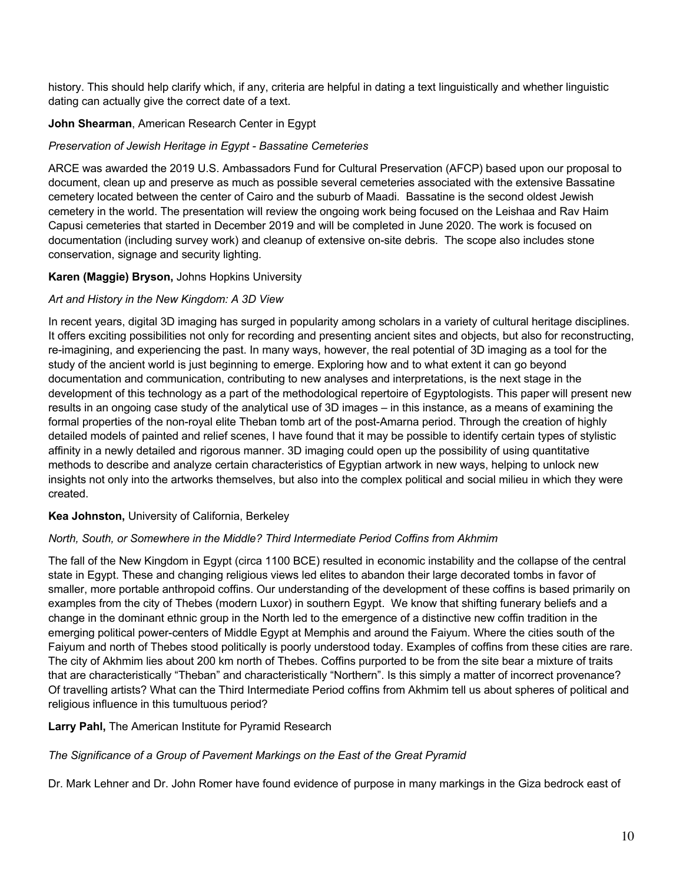history. This should help clarify which, if any, criteria are helpful in dating a text linguistically and whether linguistic dating can actually give the correct date of a text.

**John Shearman**, American Research Center in Egypt

*Preservation of Jewish Heritage in Egypt - Bassatine Cemeteries*

ARCE was awarded the 2019 U.S. Ambassadors Fund for Cultural Preservation (AFCP) based upon our proposal to document, clean up and preserve as much as possible several cemeteries associated with the extensive Bassatine cemetery located between the center of Cairo and the suburb of Maadi. Bassatine is the second oldest Jewish cemetery in the world. The presentation will review the ongoing work being focused on the Leishaa and Rav Haim Capusi cemeteries that started in December 2019 and will be completed in June 2020. The work is focused on documentation (including survey work) and cleanup of extensive on-site debris. The scope also includes stone conservation, signage and security lighting.

**Karen (Maggie) Bryson,** Johns Hopkins University

*Art and History in the New Kingdom: A 3D View*

In recent years, digital 3D imaging has surged in popularity among scholars in a variety of cultural heritage disciplines. It offers exciting possibilities not only for recording and presenting ancient sites and objects, but also for reconstructing, re-imagining, and experiencing the past. In many ways, however, the real potential of 3D imaging as a tool for the study of the ancient world is just beginning to emerge. Exploring how and to what extent it can go beyond documentation and communication, contributing to new analyses and interpretations, is the next stage in the development of this technology as a part of the methodological repertoire of Egyptologists. This paper will present new results in an ongoing case study of the analytical use of 3D images – in this instance, as a means of examining the formal properties of the non-royal elite Theban tomb art of the post-Amarna period. Through the creation of highly detailed models of painted and relief scenes, I have found that it may be possible to identify certain types of stylistic affinity in a newly detailed and rigorous manner. 3D imaging could open up the possibility of using quantitative methods to describe and analyze certain characteristics of Egyptian artwork in new ways, helping to unlock new insights not only into the artworks themselves, but also into the complex political and social milieu in which they were created.

**Kea Johnston,** University of California, Berkeley

*North, South, or Somewhere in the Middle? Third Intermediate Period Coffins from Akhmim*

The fall of the New Kingdom in Egypt (circa 1100 BCE) resulted in economic instability and the collapse of the central state in Egypt. These and changing religious views led elites to abandon their large decorated tombs in favor of smaller, more portable anthropoid coffins. Our understanding of the development of these coffins is based primarily on examples from the city of Thebes (modern Luxor) in southern Egypt. We know that shifting funerary beliefs and a change in the dominant ethnic group in the North led to the emergence of a distinctive new coffin tradition in the emerging political power-centers of Middle Egypt at Memphis and around the Faiyum. Where the cities south of the Faiyum and north of Thebes stood politically is poorly understood today. Examples of coffins from these cities are rare. The city of Akhmim lies about 200 km north of Thebes. Coffins purported to be from the site bear a mixture of traits that are characteristically "Theban" and characteristically "Northern". Is this simply a matter of incorrect provenance? Of travelling artists? What can the Third Intermediate Period coffins from Akhmim tell us about spheres of political and religious influence in this tumultuous period?

**Larry Pahl,** The American Institute for Pyramid Research

*The Significance of a Group of Pavement Markings on the East of the Great Pyramid*

Dr. Mark Lehner and Dr. John Romer have found evidence of purpose in many markings in the Giza bedrock east of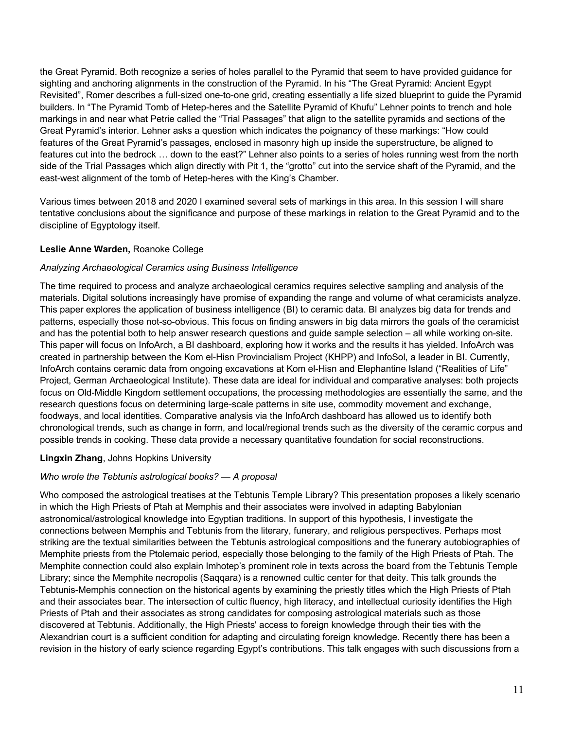the Great Pyramid. Both recognize a series of holes parallel to the Pyramid that seem to have provided guidance for sighting and anchoring alignments in the construction of the Pyramid. In his "The Great Pyramid: Ancient Egypt Revisited", Romer describes a full-sized one-to-one grid, creating essentially a life sized blueprint to guide the Pyramid builders. In "The Pyramid Tomb of Hetep-heres and the Satellite Pyramid of Khufu" Lehner points to trench and hole markings in and near what Petrie called the "Trial Passages" that align to the satellite pyramids and sections of the Great Pyramid's interior. Lehner asks a question which indicates the poignancy of these markings: "How could features of the Great Pyramid's passages, enclosed in masonry high up inside the superstructure, be aligned to features cut into the bedrock … down to the east?" Lehner also points to a series of holes running west from the north side of the Trial Passages which align directly with Pit 1, the "grotto" cut into the service shaft of the Pyramid, and the east-west alignment of the tomb of Hetep-heres with the King's Chamber.

Various times between 2018 and 2020 I examined several sets of markings in this area. In this session I will share tentative conclusions about the significance and purpose of these markings in relation to the Great Pyramid and to the discipline of Egyptology itself.

**Leslie Anne Warden,** Roanoke College

*Analyzing Archaeological Ceramics using Business Intelligence*

The time required to process and analyze archaeological ceramics requires selective sampling and analysis of the materials. Digital solutions increasingly have promise of expanding the range and volume of what ceramicists analyze. This paper explores the application of business intelligence (BI) to ceramic data. BI analyzes big data for trends and patterns, especially those not-so-obvious. This focus on finding answers in big data mirrors the goals of the ceramicist and has the potential both to help answer research questions and guide sample selection – all while working on-site. This paper will focus on InfoArch, a BI dashboard, exploring how it works and the results it has yielded. InfoArch was created in partnership between the Kom el-Hisn Provincialism Project (KHPP) and InfoSol, a leader in BI. Currently, InfoArch contains ceramic data from ongoing excavations at Kom el-Hisn and Elephantine Island ("Realities of Life" Project, German Archaeological Institute). These data are ideal for individual and comparative analyses: both projects focus on Old-Middle Kingdom settlement occupations, the processing methodologies are essentially the same, and the research questions focus on determining large-scale patterns in site use, commodity movement and exchange, foodways, and local identities. Comparative analysis via the InfoArch dashboard has allowed us to identify both chronological trends, such as change in form, and local/regional trends such as the diversity of the ceramic corpus and possible trends in cooking. These data provide a necessary quantitative foundation for social reconstructions.

**Lingxin Zhang**, Johns Hopkins University

*Who wrote the Tebtunis astrological books? — A proposal*

Who composed the astrological treatises at the Tebtunis Temple Library? This presentation proposes a likely scenario in which the High Priests of Ptah at Memphis and their associates were involved in adapting Babylonian astronomical/astrological knowledge into Egyptian traditions. In support of this hypothesis, I investigate the connections between Memphis and Tebtunis from the literary, funerary, and religious perspectives. Perhaps most striking are the textual similarities between the Tebtunis astrological compositions and the funerary autobiographies of Memphite priests from the Ptolemaic period, especially those belonging to the family of the High Priests of Ptah. The Memphite connection could also explain Imhotep's prominent role in texts across the board from the Tebtunis Temple Library; since the Memphite necropolis (Saqqara) is a renowned cultic center for that deity. This talk grounds the Tebtunis-Memphis connection on the historical agents by examining the priestly titles which the High Priests of Ptah and their associates bear. The intersection of cultic fluency, high literacy, and intellectual curiosity identifies the High Priests of Ptah and their associates as strong candidates for composing astrological materials such as those discovered at Tebtunis. Additionally, the High Priests' access to foreign knowledge through their ties with the Alexandrian court is a sufficient condition for adapting and circulating foreign knowledge. Recently there has been a revision in the history of early science regarding Egypt's contributions. This talk engages with such discussions from a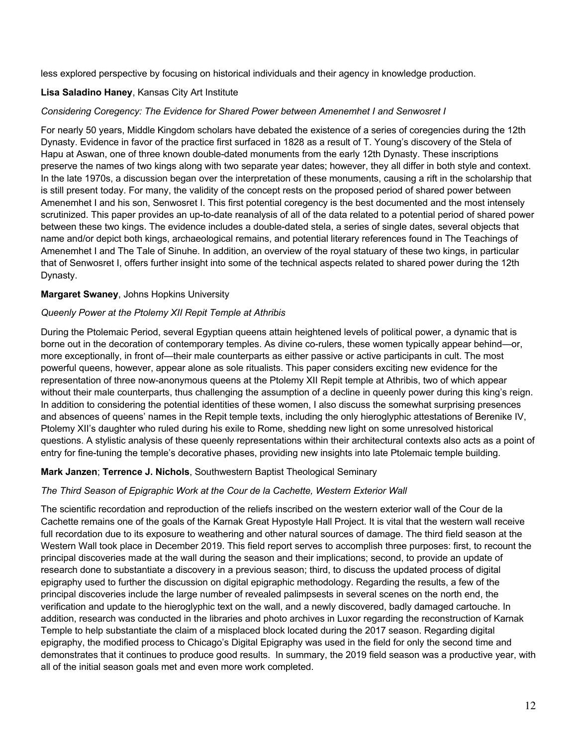less explored perspective by focusing on historical individuals and their agency in knowledge production.

**Lisa Saladino Haney**, Kansas City Art Institute

*Considering Coregency: The Evidence for Shared Power between Amenemhet I and Senwosret I*

For nearly 50 years, Middle Kingdom scholars have debated the existence of a series of coregencies during the 12th Dynasty. Evidence in favor of the practice first surfaced in 1828 as a result of T. Young's discovery of the Stela of Hapu at Aswan, one of three known double-dated monuments from the early 12th Dynasty. These inscriptions preserve the names of two kings along with two separate year dates; however, they all differ in both style and context. In the late 1970s, a discussion began over the interpretation of these monuments, causing a rift in the scholarship that is still present today. For many, the validity of the concept rests on the proposed period of shared power between Amenemhet I and his son, Senwosret I. This first potential coregency is the best documented and the most intensely scrutinized. This paper provides an up-to-date reanalysis of all of the data related to a potential period of shared power between these two kings. The evidence includes a double-dated stela, a series of single dates, several objects that name and/or depict both kings, archaeological remains, and potential literary references found in The Teachings of Amenemhet I and The Tale of Sinuhe. In addition, an overview of the royal statuary of these two kings, in particular that of Senwosret I, offers further insight into some of the technical aspects related to shared power during the 12th Dynasty.

**Margaret Swaney**, Johns Hopkins University

*Queenly Power at the Ptolemy XII Repit Temple at Athribis*

During the Ptolemaic Period, several Egyptian queens attain heightened levels of political power, a dynamic that is borne out in the decoration of contemporary temples. As divine co-rulers, these women typically appear behind—or, more exceptionally, in front of—their male counterparts as either passive or active participants in cult. The most powerful queens, however, appear alone as sole ritualists. This paper considers exciting new evidence for the representation of three now-anonymous queens at the Ptolemy XII Repit temple at Athribis, two of which appear without their male counterparts, thus challenging the assumption of a decline in queenly power during this king's reign. In addition to considering the potential identities of these women, I also discuss the somewhat surprising presences and absences of queens' names in the Repit temple texts, including the only hieroglyphic attestations of Berenike IV, Ptolemy XII's daughter who ruled during his exile to Rome, shedding new light on some unresolved historical questions. A stylistic analysis of these queenly representations within their architectural contexts also acts as a point of entry for fine-tuning the temple's decorative phases, providing new insights into late Ptolemaic temple building.

**Mark Janzen**; **Terrence J. Nichols**, Southwestern Baptist Theological Seminary

*The Third Season of Epigraphic Work at the Cour de la Cachette, Western Exterior Wall*

The scientific recordation and reproduction of the reliefs inscribed on the western exterior wall of the Cour de la Cachette remains one of the goals of the Karnak Great Hypostyle Hall Project. It is vital that the western wall receive full recordation due to its exposure to weathering and other natural sources of damage. The third field season at the Western Wall took place in December 2019. This field report serves to accomplish three purposes: first, to recount the principal discoveries made at the wall during the season and their implications; second, to provide an update of research done to substantiate a discovery in a previous season; third, to discuss the updated process of digital epigraphy used to further the discussion on digital epigraphic methodology. Regarding the results, a few of the principal discoveries include the large number of revealed palimpsests in several scenes on the north end, the verification and update to the hieroglyphic text on the wall, and a newly discovered, badly damaged cartouche. In addition, research was conducted in the libraries and photo archives in Luxor regarding the reconstruction of Karnak Temple to help substantiate the claim of a misplaced block located during the 2017 season. Regarding digital epigraphy, the modified process to Chicago's Digital Epigraphy was used in the field for only the second time and demonstrates that it continues to produce good results. In summary, the 2019 field season was a productive year, with all of the initial season goals met and even more work completed.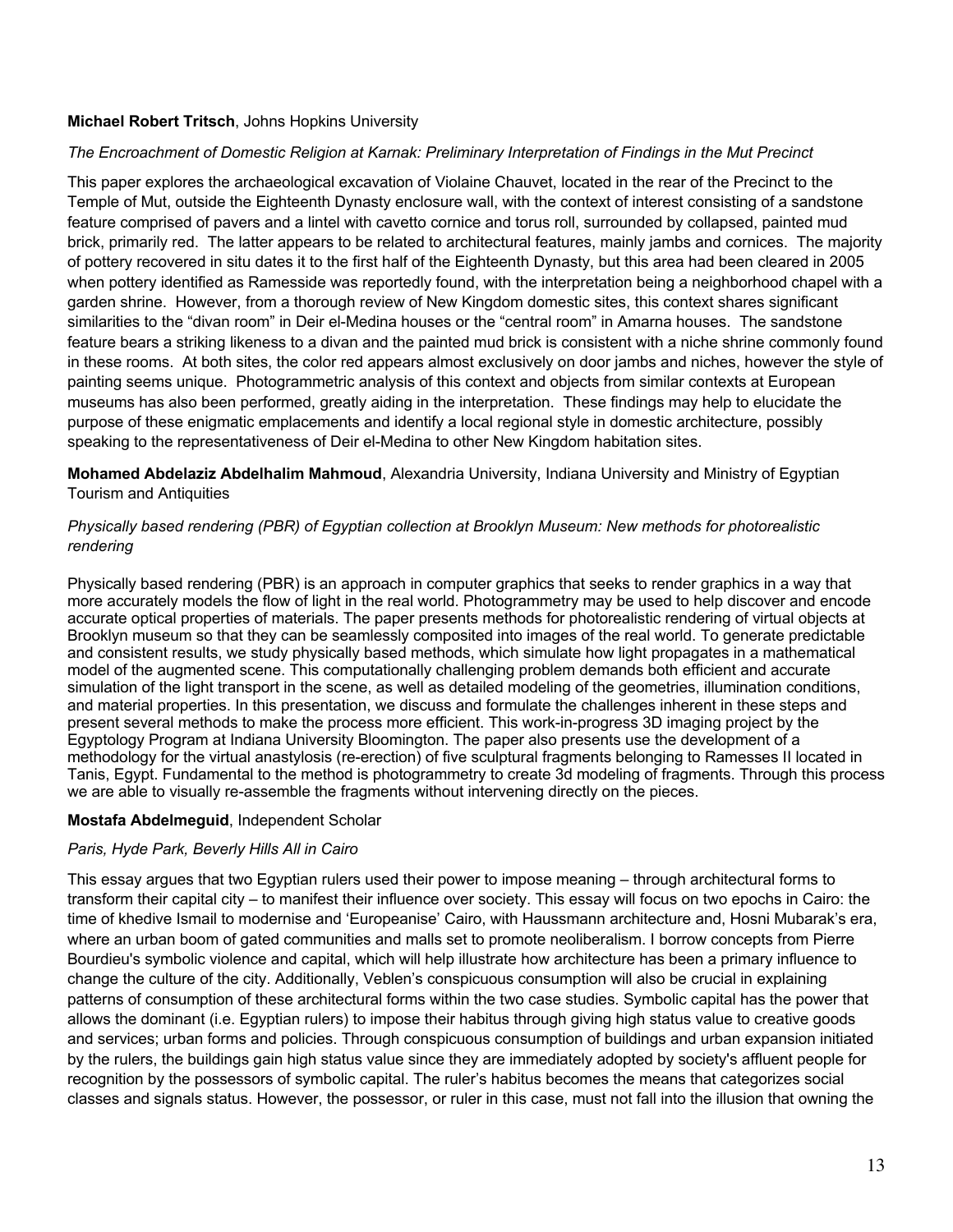**Michael Robert Tritsch**, Johns Hopkins University

*The Encroachment of Domestic Religion at Karnak: Preliminary Interpretation of Findings in the Mut Precinct*

This paper explores the archaeological excavation of Violaine Chauvet, located in the rear of the Precinct to the Temple of Mut, outside the Eighteenth Dynasty enclosure wall, with the context of interest consisting of a sandstone feature comprised of pavers and a lintel with cavetto cornice and torus roll, surrounded by collapsed, painted mud brick, primarily red. The latter appears to be related to architectural features, mainly jambs and cornices. The majority of pottery recovered in situ dates it to the first half of the Eighteenth Dynasty, but this area had been cleared in 2005 when pottery identified as Ramesside was reportedly found, with the interpretation being a neighborhood chapel with a garden shrine. However, from a thorough review of New Kingdom domestic sites, this context shares significant similarities to the "divan room" in Deir el-Medina houses or the "central room" in Amarna houses. The sandstone feature bears a striking likeness to a divan and the painted mud brick is consistent with a niche shrine commonly found in these rooms. At both sites, the color red appears almost exclusively on door jambs and niches, however the style of painting seems unique. Photogrammetric analysis of this context and objects from similar contexts at European museums has also been performed, greatly aiding in the interpretation. These findings may help to elucidate the purpose of these enigmatic emplacements and identify a local regional style in domestic architecture, possibly speaking to the representativeness of Deir el-Medina to other New Kingdom habitation sites.

**Mohamed Abdelaziz Abdelhalim Mahmoud**, Alexandria University, Indiana University and Ministry of Egyptian Tourism and Antiquities

*Physically based rendering (PBR) of Egyptian collection at Brooklyn Museum: New methods for photorealistic rendering*

Physically based rendering (PBR) is an approach in computer graphics that seeks to render graphics in a way that more accurately models the flow of light in the real world. Photogrammetry may be used to help discover and encode accurate optical properties of materials. The paper presents methods for photorealistic rendering of virtual objects at Brooklyn museum so that they can be seamlessly composited into images of the real world. To generate predictable and consistent results, we study physically based methods, which simulate how light propagates in a mathematical model of the augmented scene. This computationally challenging problem demands both efficient and accurate simulation of the light transport in the scene, as well as detailed modeling of the geometries, illumination conditions, and material properties. In this presentation, we discuss and formulate the challenges inherent in these steps and present several methods to make the process more efficient. This work-in-progress 3D imaging project by the Egyptology Program at Indiana University Bloomington. The paper also presents use the development of a methodology for the virtual anastylosis (re-erection) of five sculptural fragments belonging to Ramesses II located in Tanis, Egypt. Fundamental to the method is photogrammetry to create 3d modeling of fragments. Through this process we are able to visually re-assemble the fragments without intervening directly on the pieces.

**Mostafa Abdelmeguid**, Independent Scholar

*Paris, Hyde Park, Beverly Hills All in Cairo*

This essay argues that two Egyptian rulers used their power to impose meaning – through architectural forms to transform their capital city – to manifest their influence over society. This essay will focus on two epochs in Cairo: the time of khedive Ismail to modernise and 'Europeanise' Cairo, with Haussmann architecture and, Hosni Mubarak's era, where an urban boom of gated communities and malls set to promote neoliberalism. I borrow concepts from Pierre Bourdieu's symbolic violence and capital, which will help illustrate how architecture has been a primary influence to change the culture of the city. Additionally, Veblen's conspicuous consumption will also be crucial in explaining patterns of consumption of these architectural forms within the two case studies. Symbolic capital has the power that allows the dominant (i.e. Egyptian rulers) to impose their habitus through giving high status value to creative goods and services; urban forms and policies. Through conspicuous consumption of buildings and urban expansion initiated by the rulers, the buildings gain high status value since they are immediately adopted by society's affluent people for recognition by the possessors of symbolic capital. The ruler's habitus becomes the means that categorizes social classes and signals status. However, the possessor, or ruler in this case, must not fall into the illusion that owning the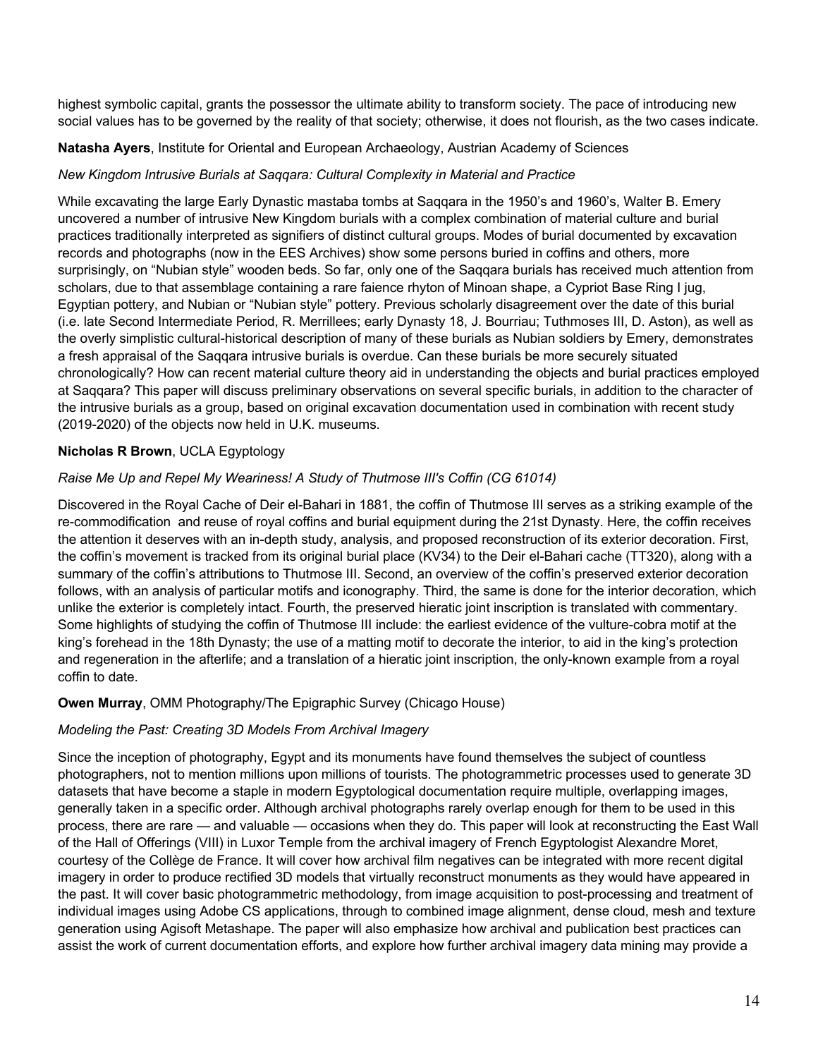highest symbolic capital, grants the possessor the ultimate ability to transform society. The pace of introducing new social values has to be governed by the reality of that society; otherwise, it does not flourish, as the two cases indicate.

**Natasha Ayers**, Institute for Oriental and European Archaeology, Austrian Academy of Sciences

*New Kingdom Intrusive Burials at Saqqara: Cultural Complexity in Material and Practice*

While excavating the large Early Dynastic mastaba tombs at Saqqara in the 1950's and 1960's, Walter B. Emery uncovered a number of intrusive New Kingdom burials with a complex combination of material culture and burial practices traditionally interpreted as signifiers of distinct cultural groups. Modes of burial documented by excavation records and photographs (now in the EES Archives) show some persons buried in coffins and others, more surprisingly, on "Nubian style" wooden beds. So far, only one of the Saqqara burials has received much attention from scholars, due to that assemblage containing a rare faience rhyton of Minoan shape, a Cypriot Base Ring I jug, Egyptian pottery, and Nubian or "Nubian style" pottery. Previous scholarly disagreement over the date of this burial (i.e. late Second Intermediate Period, R. Merrillees; early Dynasty 18, J. Bourriau; Tuthmoses III, D. Aston), as well as the overly simplistic cultural-historical description of many of these burials as Nubian soldiers by Emery, demonstrates a fresh appraisal of the Saqqara intrusive burials is overdue. Can these burials be more securely situated chronologically? How can recent material culture theory aid in understanding the objects and burial practices employed at Saqqara? This paper will discuss preliminary observations on several specific burials, in addition to the character of the intrusive burials as a group, based on original excavation documentation used in combination with recent study (2019-2020) of the objects now held in U.K. museums.

**Nicholas R Brown**, UCLA Egyptology

*Raise Me Up and Repel My Weariness! A Study of Thutmose III's Coffin (CG 61014)*

Discovered in the Royal Cache of Deir el-Bahari in 1881, the coffin of Thutmose III serves as a striking example of the re-commodification and reuse of royal coffins and burial equipment during the 21st Dynasty. Here, the coffin receives the attention it deserves with an in-depth study, analysis, and proposed reconstruction of its exterior decoration. First, the coffin's movement is tracked from its original burial place (KV34) to the Deir el-Bahari cache (TT320), along with a summary of the coffin's attributions to Thutmose III. Second, an overview of the coffin's preserved exterior decoration follows, with an analysis of particular motifs and iconography. Third, the same is done for the interior decoration, which unlike the exterior is completely intact. Fourth, the preserved hieratic joint inscription is translated with commentary. Some highlights of studying the coffin of Thutmose III include: the earliest evidence of the vulture-cobra motif at the king's forehead in the 18th Dynasty; the use of a matting motif to decorate the interior, to aid in the king's protection and regeneration in the afterlife; and a translation of a hieratic joint inscription, the only-known example from a royal coffin to date.

**Owen Murray**, OMM Photography/The Epigraphic Survey (Chicago House)

*Modeling the Past: Creating 3D Models From Archival Imagery*

Since the inception of photography, Egypt and its monuments have found themselves the subject of countless photographers, not to mention millions upon millions of tourists. The photogrammetric processes used to generate 3D datasets that have become a staple in modern Egyptological documentation require multiple, overlapping images, generally taken in a specific order. Although archival photographs rarely overlap enough for them to be used in this process, there are rare — and valuable — occasions when they do. This paper will look at reconstructing the East Wall of the Hall of Offerings (VIII) in Luxor Temple from the archival imagery of French Egyptologist Alexandre Moret, courtesy of the Collège de France. It will cover how archival film negatives can be integrated with more recent digital imagery in order to produce rectified 3D models that virtually reconstruct monuments as they would have appeared in the past. It will cover basic photogrammetric methodology, from image acquisition to post-processing and treatment of individual images using Adobe CS applications, through to combined image alignment, dense cloud, mesh and texture generation using Agisoft Metashape. The paper will also emphasize how archival and publication best practices can assist the work of current documentation efforts, and explore how further archival imagery data mining may provide a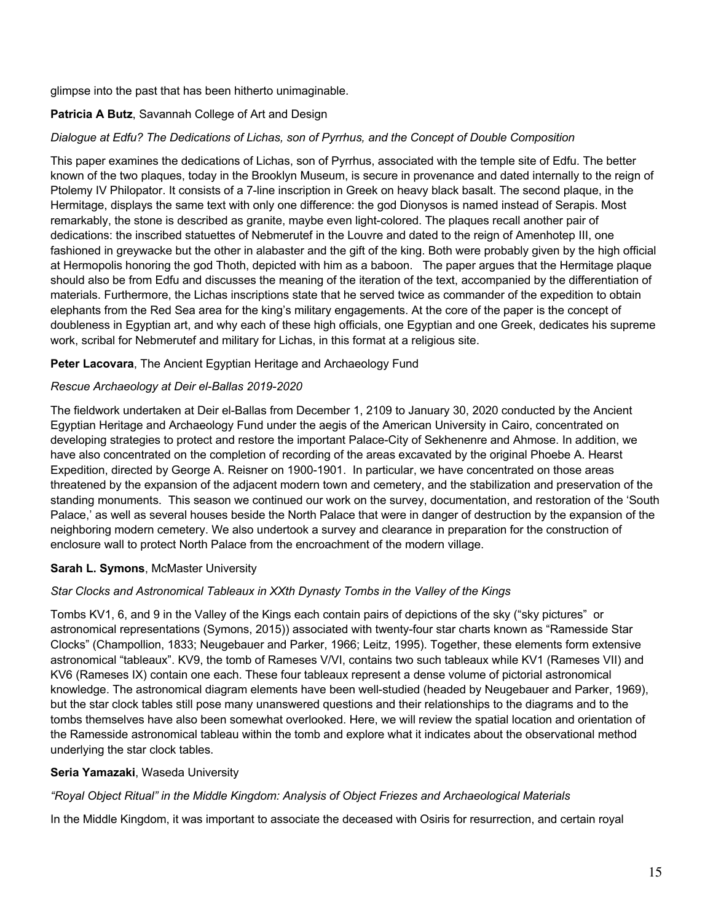glimpse into the past that has been hitherto unimaginable.

**Patricia A Butz**, Savannah College of Art and Design

*Dialogue at Edfu? The Dedications of Lichas, son of Pyrrhus, and the Concept of Double Composition*

This paper examines the dedications of Lichas, son of Pyrrhus, associated with the temple site of Edfu. The better known of the two plaques, today in the Brooklyn Museum, is secure in provenance and dated internally to the reign of Ptolemy IV Philopator. It consists of a 7-line inscription in Greek on heavy black basalt. The second plaque, in the Hermitage, displays the same text with only one difference: the god Dionysos is named instead of Serapis. Most remarkably, the stone is described as granite, maybe even light-colored. The plaques recall another pair of dedications: the inscribed statuettes of Nebmerutef in the Louvre and dated to the reign of Amenhotep III, one fashioned in greywacke but the other in alabaster and the gift of the king. Both were probably given by the high official at Hermopolis honoring the god Thoth, depicted with him as a baboon. The paper argues that the Hermitage plaque should also be from Edfu and discusses the meaning of the iteration of the text, accompanied by the differentiation of materials. Furthermore, the Lichas inscriptions state that he served twice as commander of the expedition to obtain elephants from the Red Sea area for the king's military engagements. At the core of the paper is the concept of doubleness in Egyptian art, and why each of these high officials, one Egyptian and one Greek, dedicates his supreme work, scribal for Nebmerutef and military for Lichas, in this format at a religious site.

**Peter Lacovara**, The Ancient Egyptian Heritage and Archaeology Fund

*Rescue Archaeology at Deir el-Ballas 2019-2020*

The fieldwork undertaken at Deir el-Ballas from December 1, 2109 to January 30, 2020 conducted by the Ancient Egyptian Heritage and Archaeology Fund under the aegis of the American University in Cairo, concentrated on developing strategies to protect and restore the important Palace-City of Sekhenenre and Ahmose. In addition, we have also concentrated on the completion of recording of the areas excavated by the original Phoebe A. Hearst Expedition, directed by George A. Reisner on 1900-1901. In particular, we have concentrated on those areas threatened by the expansion of the adjacent modern town and cemetery, and the stabilization and preservation of the standing monuments. This season we continued our work on the survey, documentation, and restoration of the 'South Palace,' as well as several houses beside the North Palace that were in danger of destruction by the expansion of the neighboring modern cemetery. We also undertook a survey and clearance in preparation for the construction of enclosure wall to protect North Palace from the encroachment of the modern village.

**Sarah L. Symons**, McMaster University

*Star Clocks and Astronomical Tableaux in XXth Dynasty Tombs in the Valley of the Kings*

Tombs KV1, 6, and 9 in the Valley of the Kings each contain pairs of depictions of the sky ("sky pictures" or astronomical representations (Symons, 2015)) associated with twenty-four star charts known as "Ramesside Star Clocks" (Champollion, 1833; Neugebauer and Parker, 1966; Leitz, 1995). Together, these elements form extensive astronomical "tableaux". KV9, the tomb of Rameses V/VI, contains two such tableaux while KV1 (Rameses VII) and KV6 (Rameses IX) contain one each. These four tableaux represent a dense volume of pictorial astronomical knowledge. The astronomical diagram elements have been well-studied (headed by Neugebauer and Parker, 1969), but the star clock tables still pose many unanswered questions and their relationships to the diagrams and to the tombs themselves have also been somewhat overlooked. Here, we will review the spatial location and orientation of the Ramesside astronomical tableau within the tomb and explore what it indicates about the observational method underlying the star clock tables.

**Seria Yamazaki**, Waseda University

*"Royal Object Ritual" in the Middle Kingdom: Analysis of Object Friezes and Archaeological Materials*

In the Middle Kingdom, it was important to associate the deceased with Osiris for resurrection, and certain royal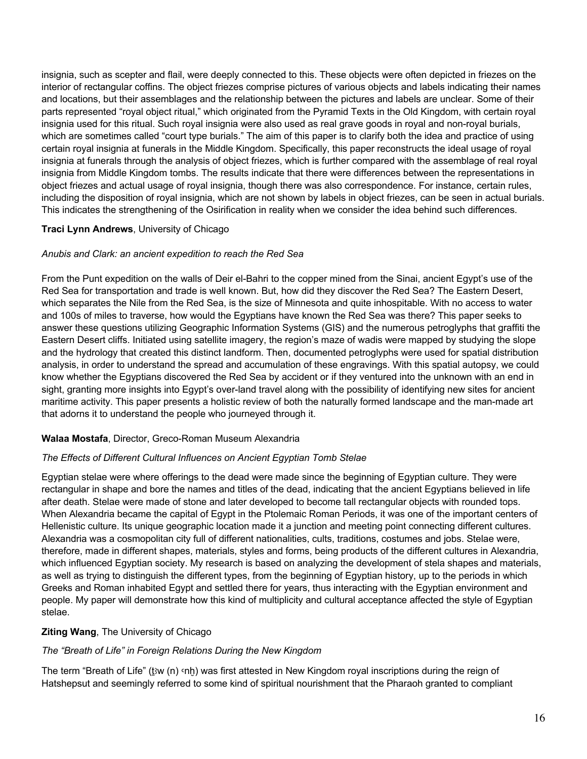insignia, such as scepter and flail, were deeply connected to this. These objects were often depicted in friezes on the interior of rectangular coffins. The object friezes comprise pictures of various objects and labels indicating their names and locations, but their assemblages and the relationship between the pictures and labels are unclear. Some of their parts represented "royal object ritual," which originated from the Pyramid Texts in the Old Kingdom, with certain royal insignia used for this ritual. Such royal insignia were also used as real grave goods in royal and non-royal burials, which are sometimes called "court type burials." The aim of this paper is to clarify both the idea and practice of using certain royal insignia at funerals in the Middle Kingdom. Specifically, this paper reconstructs the ideal usage of royal insignia at funerals through the analysis of object friezes, which is further compared with the assemblage of real royal insignia from Middle Kingdom tombs. The results indicate that there were differences between the representations in object friezes and actual usage of royal insignia, though there was also correspondence. For instance, certain rules, including the disposition of royal insignia, which are not shown by labels in object friezes, can be seen in actual burials. This indicates the strengthening of the Osirification in reality when we consider the idea behind such differences.

**Traci Lynn Andrews**, University of Chicago

*Anubis and Clark: an ancient expedition to reach the Red Sea*

From the Punt expedition on the walls of Deir el-Bahri to the copper mined from the Sinai, ancient Egypt's use of the Red Sea for transportation and trade is well known. But, how did they discover the Red Sea? The Eastern Desert, which separates the Nile from the Red Sea, is the size of Minnesota and quite inhospitable. With no access to water and 100s of miles to traverse, how would the Egyptians have known the Red Sea was there? This paper seeks to answer these questions utilizing Geographic Information Systems (GIS) and the numerous petroglyphs that graffiti the Eastern Desert cliffs. Initiated using satellite imagery, the region's maze of wadis were mapped by studying the slope and the hydrology that created this distinct landform. Then, documented petroglyphs were used for spatial distribution analysis, in order to understand the spread and accumulation of these engravings. With this spatial autopsy, we could know whether the Egyptians discovered the Red Sea by accident or if they ventured into the unknown with an end in sight, granting more insights into Egypt's over-land travel along with the possibility of identifying new sites for ancient maritime activity. This paper presents a holistic review of both the naturally formed landscape and the man-made art that adorns it to understand the people who journeyed through it.

**Walaa Mostafa**, Director, Greco-Roman Museum Alexandria

*The Effects of Different Cultural Influences on Ancient Egyptian Tomb Stelae*

Egyptian stelae were where offerings to the dead were made since the beginning of Egyptian culture. They were rectangular in shape and bore the names and titles of the dead, indicating that the ancient Egyptians believed in life after death. Stelae were made of stone and later developed to become tall rectangular objects with rounded tops. When Alexandria became the capital of Egypt in the Ptolemaic Roman Periods, it was one of the important centers of Hellenistic culture. Its unique geographic location made it a junction and meeting point connecting different cultures. Alexandria was a cosmopolitan city full of different nationalities, cults, traditions, costumes and jobs. Stelae were, therefore, made in different shapes, materials, styles and forms, being products of the different cultures in Alexandria, which influenced Egyptian society. My research is based on analyzing the development of stela shapes and materials, as well as trying to distinguish the different types, from the beginning of Egyptian history, up to the periods in which Greeks and Roman inhabited Egypt and settled there for years, thus interacting with the Egyptian environment and people. My paper will demonstrate how this kind of multiplicity and cultural acceptance affected the style of Egyptian stelae.

**Ziting Wang**, The University of Chicago

*The "Breath of Life" in Foreign Relations During the New Kingdom*

The term "Breath of Life" (ṯꜣw (n) ꜥnḫ) was first attested in New Kingdom royal inscriptions during the reign of Hatshepsut and seemingly referred to some kind of spiritual nourishment that the Pharaoh granted to compliant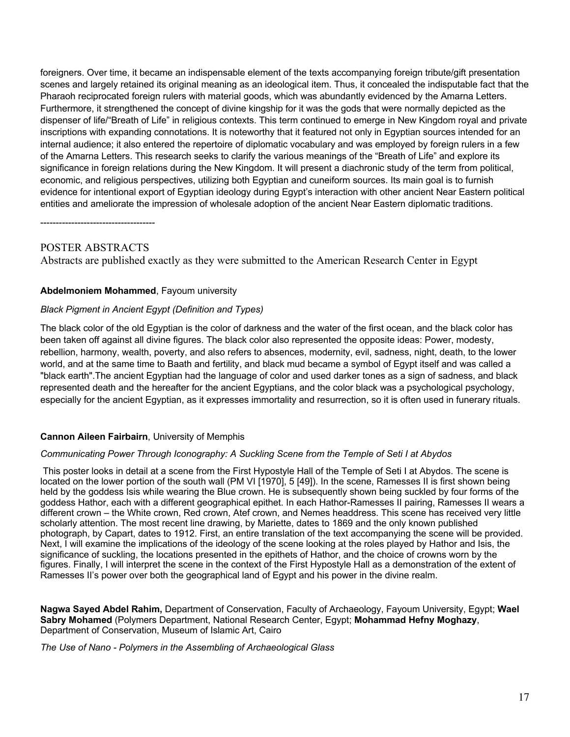foreigners. Over time, it became an indispensable element of the texts accompanying foreign tribute/gift presentation scenes and largely retained its original meaning as an ideological item. Thus, it concealed the indisputable fact that the Pharaoh reciprocated foreign rulers with material goods, which was abundantly evidenced by the Amarna Letters. Furthermore, it strengthened the concept of divine kingship for it was the gods that were normally depicted as the dispenser of life/"Breath of Life" in religious contexts. This term continued to emerge in New Kingdom royal and private inscriptions with expanding connotations. It is noteworthy that it featured not only in Egyptian sources intended for an internal audience; it also entered the repertoire of diplomatic vocabulary and was employed by foreign rulers in a few of the Amarna Letters. This research seeks to clarify the various meanings of the "Breath of Life" and explore its significance in foreign relations during the New Kingdom. It will present a diachronic study of the term from political, economic, and religious perspectives, utilizing both Egyptian and cuneiform sources. Its main goal is to furnish evidence for intentional export of Egyptian ideology during Egypt's interaction with other ancient Near Eastern political entities and ameliorate the impression of wholesale adoption of the ancient Near Eastern diplomatic traditions.

-------------------------------------

## POSTER ABSTRACTS

Abstracts are published exactly as they were submitted to the American Research Center in Egypt

**Abdelmoniem Mohammed**, Fayoum university

*Black Pigment in Ancient Egypt (Definition and Types)*

The black color of the old Egyptian is the color of darkness and the water of the first ocean, and the black color has been taken off against all divine figures. The black color also represented the opposite ideas: Power, modesty, rebellion, harmony, wealth, poverty, and also refers to absences, modernity, evil, sadness, night, death, to the lower world, and at the same time to Baath and fertility, and black mud became a symbol of Egypt itself and was called a "black earth".The ancient Egyptian had the language of color and used darker tones as a sign of sadness, and black represented death and the hereafter for the ancient Egyptians, and the color black was a psychological psychology, especially for the ancient Egyptian, as it expresses immortality and resurrection, so it is often used in funerary rituals.

**Cannon Aileen Fairbairn**, University of Memphis

*Communicating Power Through Iconography: A Suckling Scene from the Temple of Seti I at Abydos*

This poster looks in detail at a scene from the First Hypostyle Hall of the Temple of Seti I at Abydos. The scene is located on the lower portion of the south wall (PM VI [1970], 5 [49]). In the scene, Ramesses II is first shown being held by the goddess Isis while wearing the Blue crown. He is subsequently shown being suckled by four forms of the goddess Hathor, each with a different geographical epithet. In each Hathor-Ramesses II pairing, Ramesses II wears a different crown – the White crown, Red crown, Atef crown, and Nemes headdress. This scene has received very little scholarly attention. The most recent line drawing, by Mariette, dates to 1869 and the only known published photograph, by Capart, dates to 1912. First, an entire translation of the text accompanying the scene will be provided. Next, I will examine the implications of the ideology of the scene looking at the roles played by Hathor and Isis, the significance of suckling, the locations presented in the epithets of Hathor, and the choice of crowns worn by the figures. Finally, I will interpret the scene in the context of the First Hypostyle Hall as a demonstration of the extent of Ramesses II's power over both the geographical land of Egypt and his power in the divine realm.

**Nagwa Sayed Abdel Rahim,** Department of Conservation, Faculty of Archaeology, Fayoum University, Egypt; **Wael Sabry Mohamed** (Polymers Department, National Research Center, Egypt; **Mohammad Hefny Moghazy**, Department of Conservation, Museum of Islamic Art, Cairo

*The Use of Nano - Polymers in the Assembling of Archaeological Glass*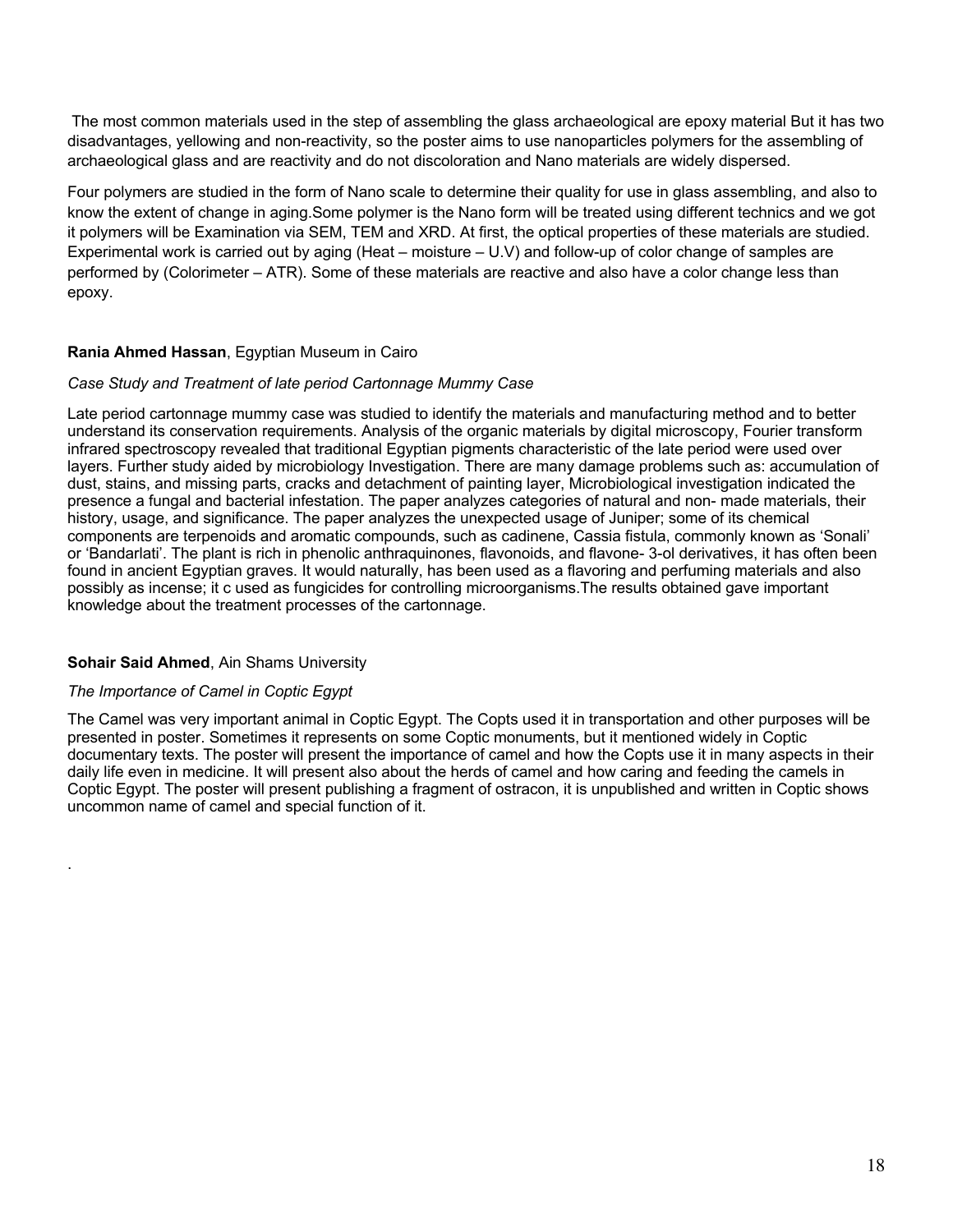The most common materials used in the step of assembling the glass archaeological are epoxy material But it has two disadvantages, yellowing and non-reactivity, so the poster aims to use nanoparticles polymers for the assembling of archaeological glass and are reactivity and do not discoloration and Nano materials are widely dispersed.

Four polymers are studied in the form of Nano scale to determine their quality for use in glass assembling, and also to know the extent of change in aging.Some polymer is the Nano form will be treated using different technics and we got it polymers will be Examination via SEM, TEM and XRD. At first, the optical properties of these materials are studied. Experimental work is carried out by aging (Heat – moisture – U.V) and follow-up of color change of samples are performed by (Colorimeter – ATR). Some of these materials are reactive and also have a color change less than epoxy.

**Rania Ahmed Hassan**, Egyptian Museum in Cairo

*Case Study and Treatment of late period Cartonnage Mummy Case*

Late period cartonnage mummy case was studied to identify the materials and manufacturing method and to better understand its conservation requirements. Analysis of the organic materials by digital microscopy, Fourier transform infrared spectroscopy revealed that traditional Egyptian pigments characteristic of the late period were used over layers. Further study aided by microbiology Investigation. There are many damage problems such as: accumulation of dust, stains, and missing parts, cracks and detachment of painting layer, Microbiological investigation indicated the presence a fungal and bacterial infestation. The paper analyzes categories of natural and non- made materials, their history, usage, and significance. The paper analyzes the unexpected usage of Juniper; some of its chemical components are terpenoids and aromatic compounds, such as cadinene, Cassia fistula, commonly known as 'Sonali' or 'Bandarlati'. The plant is rich in phenolic anthraquinones, flavonoids, and flavone- 3-ol derivatives, it has often been found in ancient Egyptian graves. It would naturally, has been used as a flavoring and perfuming materials and also possibly as incense; it c used as fungicides for controlling microorganisms.The results obtained gave important knowledge about the treatment processes of the cartonnage.

**Sohair Said Ahmed**, Ain Shams University

*The Importance of Camel in Coptic Egypt*

The Camel was very important animal in Coptic Egypt. The Copts used it in transportation and other purposes will be presented in poster. Sometimes it represents on some Coptic monuments, but it mentioned widely in Coptic documentary texts. The poster will present the importance of camel and how the Copts use it in many aspects in their daily life even in medicine. It will present also about the herds of camel and how caring and feeding the camels in Coptic Egypt. The poster will present publishing a fragment of ostracon, it is unpublished and written in Coptic shows uncommon name of camel and special function of it.

.